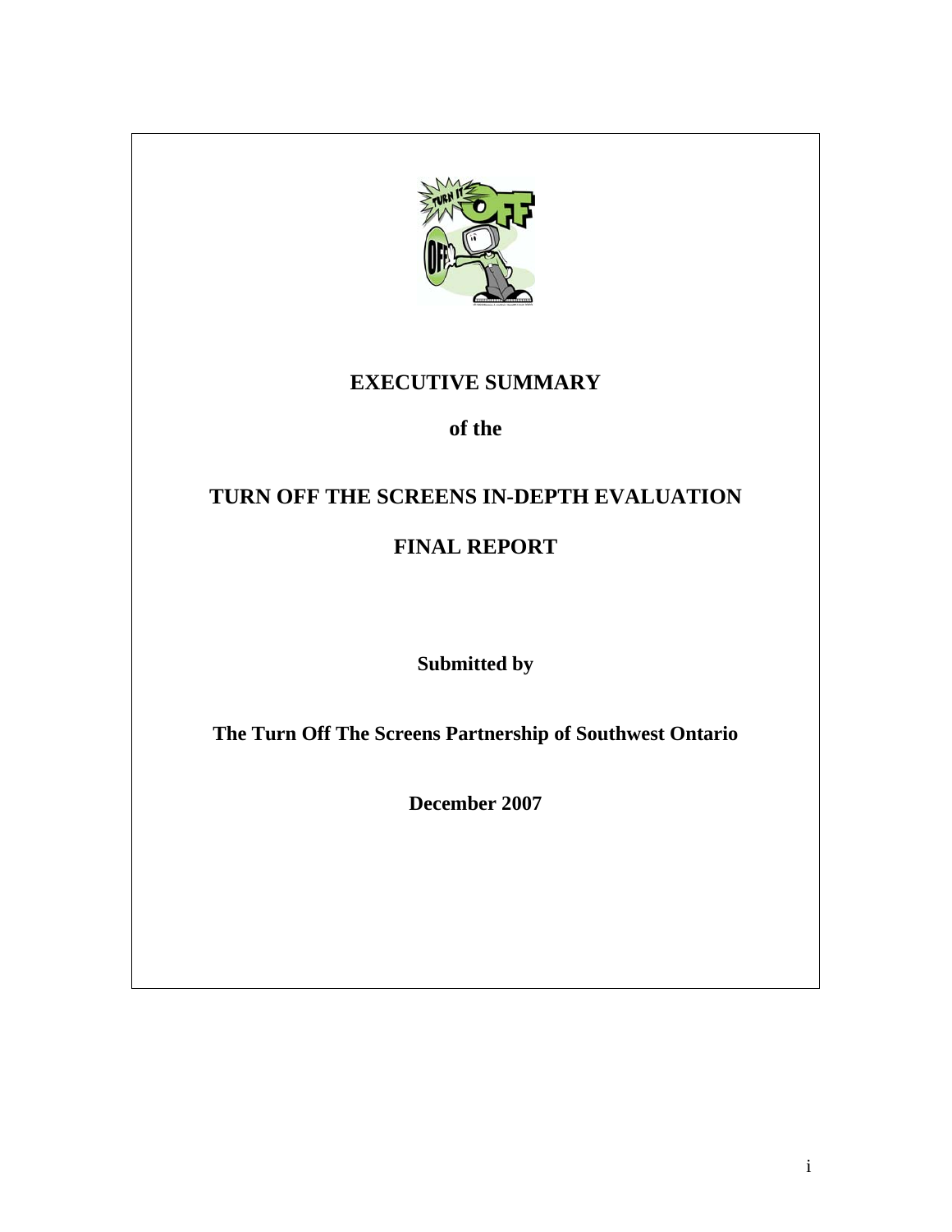# EXECUTIVE SUMMARY

## of the

# TURN OFF THE SCREENS IN-DEPTH EVALUATION

# FINAL REPORT

**Submitted by**

**The Turn Off The Screens Partnership of Southwest Ontario**

**December 2007**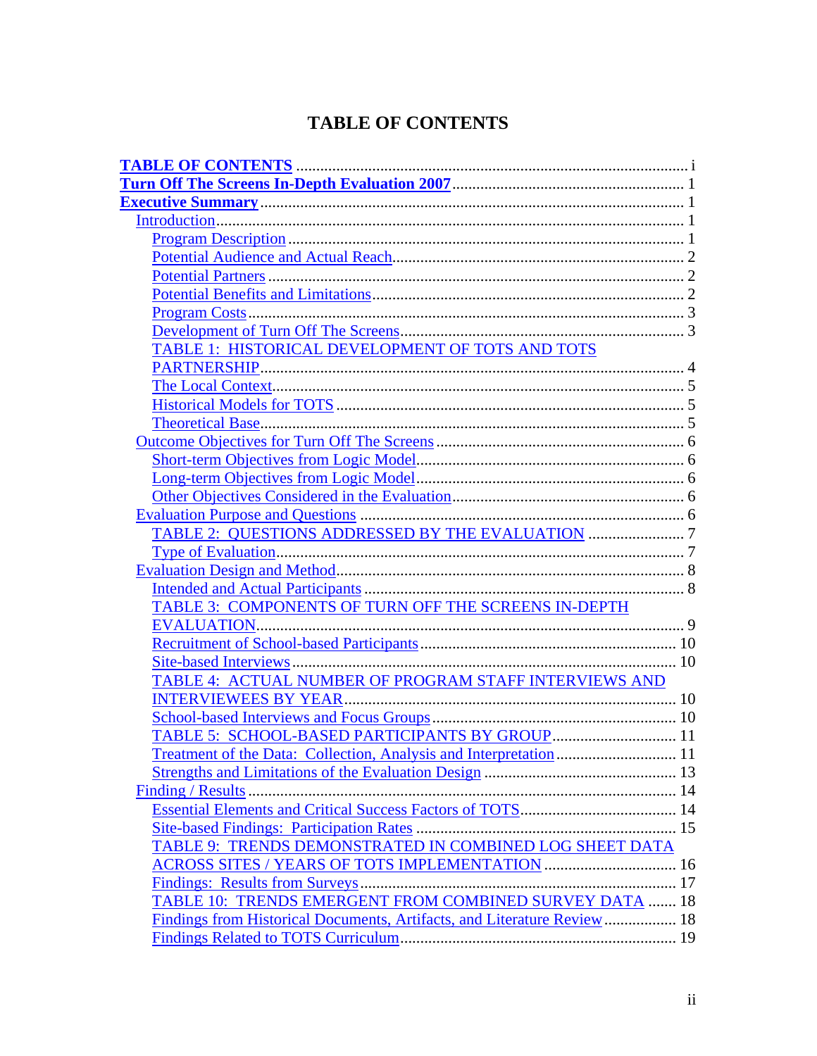# TABLE OF CONTENTS

**TABLE OF CONTENTS** ........................................................................................ i
**Turn Off The Screens In-Depth Evaluation 2007** ................................................ 1
**Executive Summary** ........................................................................................ 1
- Introduction ........................................................................................ 1
  - Program Description ........................................................................ 1
  - Potential Audience and Actual Reach ................................................ 2
  - Potential Partners ........................................................................... 2
  - Potential Benefits and Limitations .................................................... 2
  - Program Costs ................................................................................ 3
  - Development of Turn Off The Screens ............................................... 3
  - TABLE 1: HISTORICAL DEVELOPMENT OF TOTS AND TOTS PARTNERSHIP ........................................................................................ 4
  - The Local Context ........................................................................... 5
  - Historical Models for TOTS .............................................................. 5
  - Theoretical Base ............................................................................. 5
- Outcome Objectives for Turn Off The Screens ............................................ 6
  - Short-term Objectives from Logic Model ............................................ 6
  - Long-term Objectives from Logic Model ............................................. 6
  - Other Objectives Considered in the Evaluation .................................... 6
- Evaluation Purpose and Questions ........................................................... 6
  - TABLE 2: QUESTIONS ADDRESSED BY THE EVALUATION ..................... 7
  - Type of Evaluation .......................................................................... 7
- Evaluation Design and Method ................................................................. 8
  - Intended and Actual Participants ...................................................... 8
  - TABLE 3: COMPONENTS OF TURN OFF THE SCREENS IN-DEPTH EVALUATION ........................................................................................ 9
  - Recruitment of School-based Participants .......................................... 10
  - Site-based Interviews ...................................................................... 10
  - TABLE 4: ACTUAL NUMBER OF PROGRAM STAFF INTERVIEWS AND INTERVIEWEES BY YEAR ........................................................................ 10
  - School-based Interviews and Focus Groups ......................................... 10
  - TABLE 5: SCHOOL-BASED PARTICIPANTS BY GROUP ............................ 11
  - Treatment of the Data: Collection, Analysis and Interpretation ............... 11
  - Strengths and Limitations of the Evaluation Design ............................... 13
- Finding / Results ................................................................................... 14
  - Essential Elements and Critical Success Factors of TOTS ....................... 14
  - Site-based Findings: Participation Rates ............................................. 15
  - TABLE 9: TRENDS DEMONSTRATED IN COMBINED LOG SHEET DATA ACROSS SITES / YEARS OF TOTS IMPLEMENTATION ................................. 16
  - Findings: Results from Surveys .......................................................... 17
  - TABLE 10: TRENDS EMERGENT FROM COMBINED SURVEY DATA ........ 18
  - Findings from Historical Documents, Artifacts, and Literature Review ........ 18
  - Findings Related to TOTS Curriculum ................................................. 19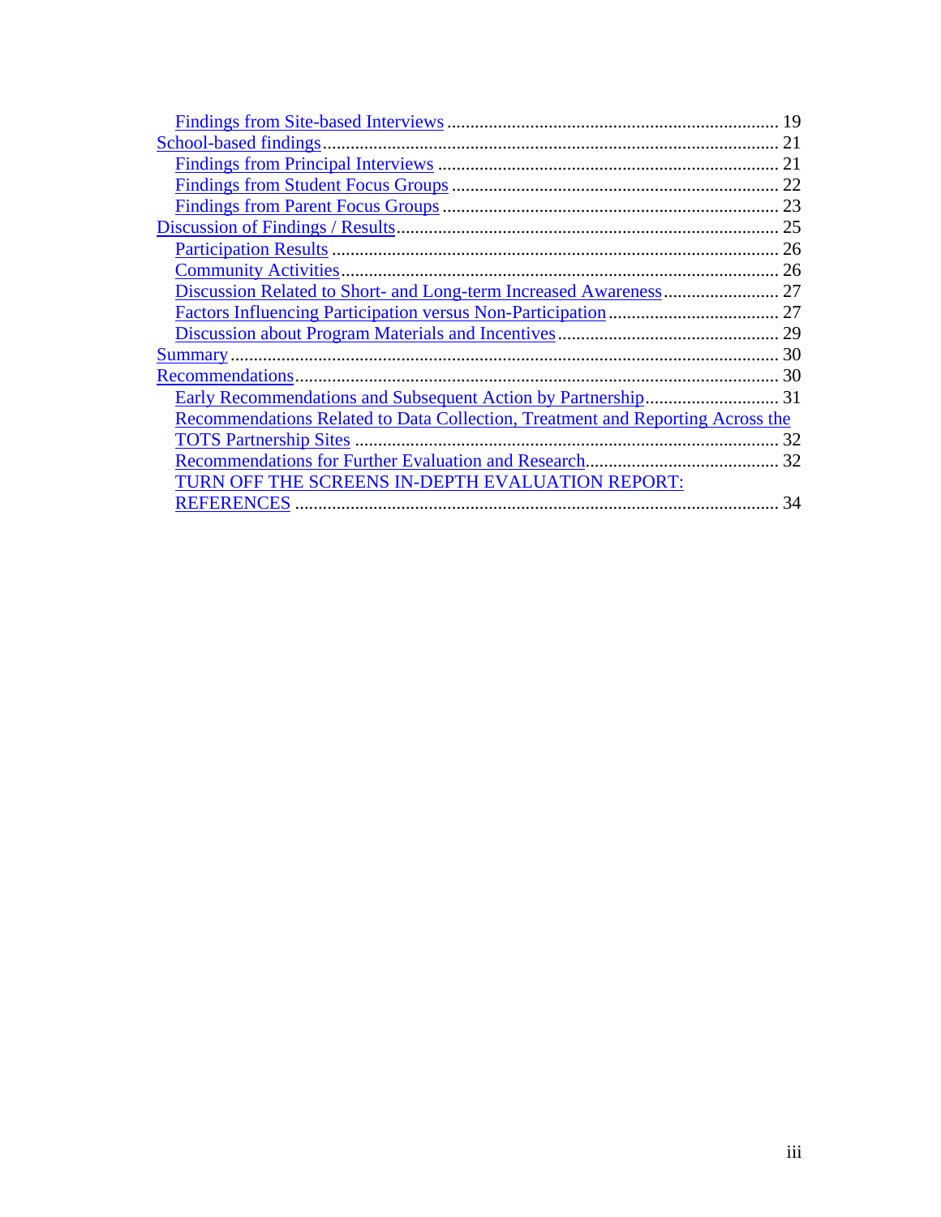- Findings from Site-based Interviews ........................................................................ 19
- School-based findings.................................................................................................. 21
  - Findings from Principal Interviews .......................................................................... 21
  - Findings from Student Focus Groups ....................................................................... 22
  - Findings from Parent Focus Groups ......................................................................... 23
- Discussion of Findings / Results.................................................................................. 25
  - Participation Results ................................................................................................ 26
  - Community Activities............................................................................................... 26
  - Discussion Related to Short- and Long-term Increased Awareness......................... 27
  - Factors Influencing Participation versus Non-Participation..................................... 27
  - Discussion about Program Materials and Incentives................................................ 29
- Summary...................................................................................................................... 30
- Recommendations........................................................................................................ 30
  - Early Recommendations and Subsequent Action by Partnership............................. 31
  - Recommendations Related to Data Collection, Treatment and Reporting Across the TOTS Partnership Sites ........................................................................................... 32
  - Recommendations for Further Evaluation and Research.......................................... 32
  - TURN OFF THE SCREENS IN-DEPTH EVALUATION REPORT: REFERENCES ........................................................................................................ 34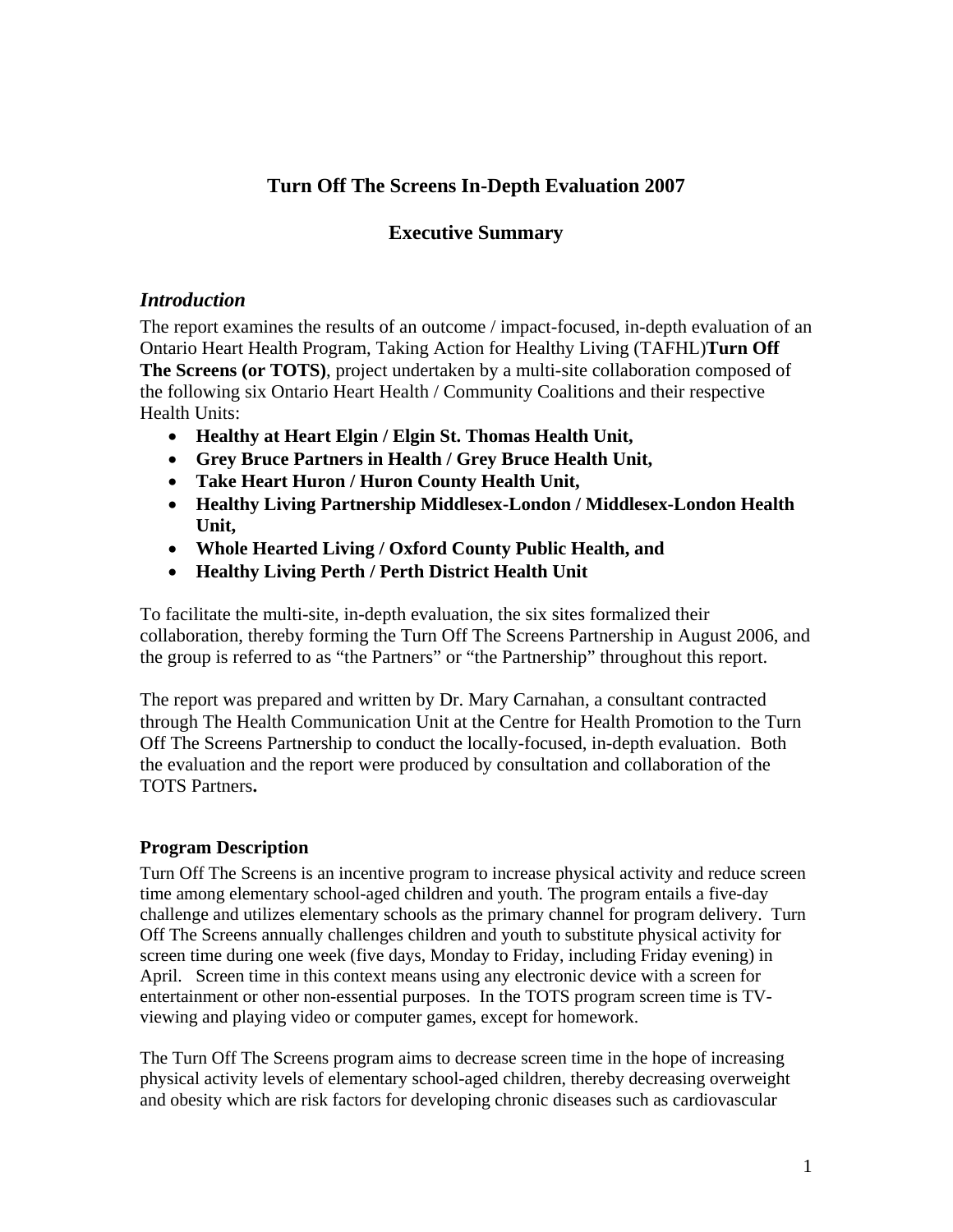# Turn Off The Screens In-Depth Evaluation 2007

## Executive Summary

### *Introduction*

The report examines the results of an outcome / impact-focused, in-depth evaluation of an Ontario Heart Health Program, Taking Action for Healthy Living (TAFHL)**Turn Off The Screens (or TOTS)**, project undertaken by a multi-site collaboration composed of the following six Ontario Heart Health / Community Coalitions and their respective Health Units:

- **Healthy at Heart Elgin / Elgin St. Thomas Health Unit,**
- **Grey Bruce Partners in Health / Grey Bruce Health Unit,**
- **Take Heart Huron / Huron County Health Unit,**
- **Healthy Living Partnership Middlesex-London / Middlesex-London Health Unit,**
- **Whole Hearted Living / Oxford County Public Health, and**
- **Healthy Living Perth / Perth District Health Unit**

To facilitate the multi-site, in-depth evaluation, the six sites formalized their collaboration, thereby forming the Turn Off The Screens Partnership in August 2006, and the group is referred to as "the Partners" or "the Partnership" throughout this report.

The report was prepared and written by Dr. Mary Carnahan, a consultant contracted through The Health Communication Unit at the Centre for Health Promotion to the Turn Off The Screens Partnership to conduct the locally-focused, in-depth evaluation. Both the evaluation and the report were produced by consultation and collaboration of the TOTS Partners**.**

#### Program Description

Turn Off The Screens is an incentive program to increase physical activity and reduce screen time among elementary school-aged children and youth. The program entails a five-day challenge and utilizes elementary schools as the primary channel for program delivery. Turn Off The Screens annually challenges children and youth to substitute physical activity for screen time during one week (five days, Monday to Friday, including Friday evening) in April. Screen time in this context means using any electronic device with a screen for entertainment or other non-essential purposes. In the TOTS program screen time is TV-viewing and playing video or computer games, except for homework.

The Turn Off The Screens program aims to decrease screen time in the hope of increasing physical activity levels of elementary school-aged children, thereby decreasing overweight and obesity which are risk factors for developing chronic diseases such as cardiovascular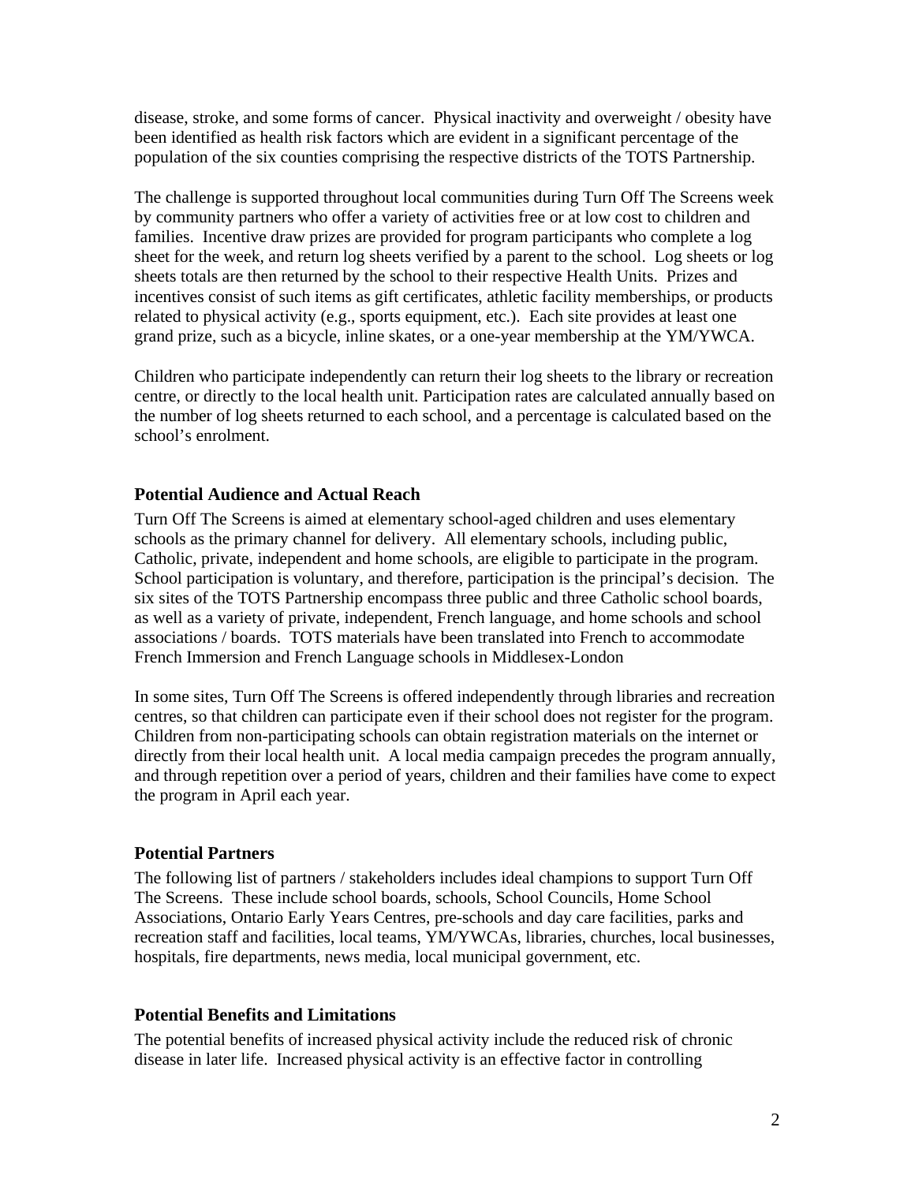disease, stroke, and some forms of cancer. Physical inactivity and overweight / obesity have been identified as health risk factors which are evident in a significant percentage of the population of the six counties comprising the respective districts of the TOTS Partnership.

The challenge is supported throughout local communities during Turn Off The Screens week by community partners who offer a variety of activities free or at low cost to children and families. Incentive draw prizes are provided for program participants who complete a log sheet for the week, and return log sheets verified by a parent to the school. Log sheets or log sheets totals are then returned by the school to their respective Health Units. Prizes and incentives consist of such items as gift certificates, athletic facility memberships, or products related to physical activity (e.g., sports equipment, etc.). Each site provides at least one grand prize, such as a bicycle, inline skates, or a one-year membership at the YM/YWCA.

Children who participate independently can return their log sheets to the library or recreation centre, or directly to the local health unit. Participation rates are calculated annually based on the number of log sheets returned to each school, and a percentage is calculated based on the school's enrolment.

### Potential Audience and Actual Reach

Turn Off The Screens is aimed at elementary school-aged children and uses elementary schools as the primary channel for delivery. All elementary schools, including public, Catholic, private, independent and home schools, are eligible to participate in the program. School participation is voluntary, and therefore, participation is the principal's decision. The six sites of the TOTS Partnership encompass three public and three Catholic school boards, as well as a variety of private, independent, French language, and home schools and school associations / boards. TOTS materials have been translated into French to accommodate French Immersion and French Language schools in Middlesex-London

In some sites, Turn Off The Screens is offered independently through libraries and recreation centres, so that children can participate even if their school does not register for the program. Children from non-participating schools can obtain registration materials on the internet or directly from their local health unit. A local media campaign precedes the program annually, and through repetition over a period of years, children and their families have come to expect the program in April each year.

### Potential Partners

The following list of partners / stakeholders includes ideal champions to support Turn Off The Screens. These include school boards, schools, School Councils, Home School Associations, Ontario Early Years Centres, pre-schools and day care facilities, parks and recreation staff and facilities, local teams, YM/YWCAs, libraries, churches, local businesses, hospitals, fire departments, news media, local municipal government, etc.

### Potential Benefits and Limitations

The potential benefits of increased physical activity include the reduced risk of chronic disease in later life. Increased physical activity is an effective factor in controlling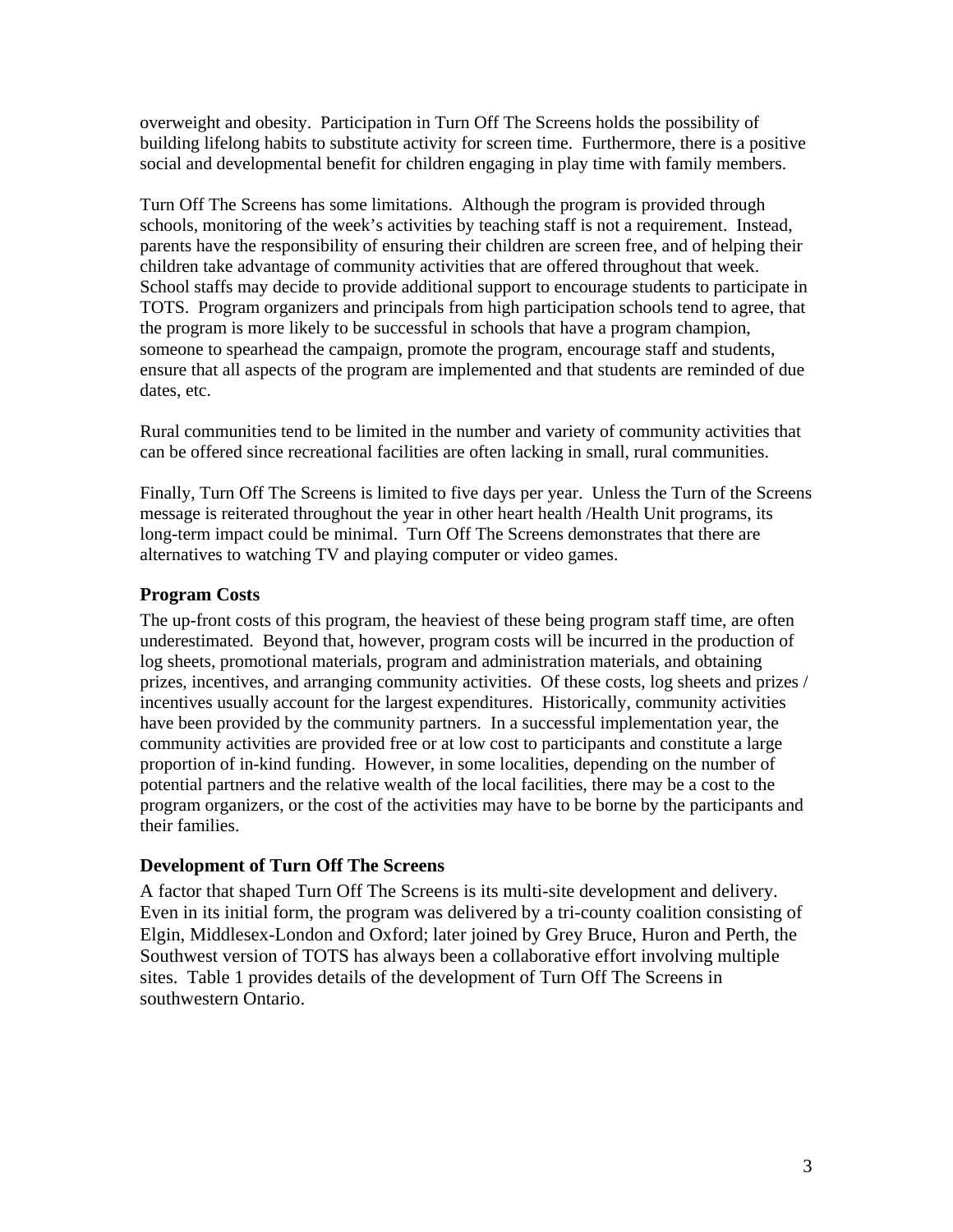overweight and obesity. Participation in Turn Off The Screens holds the possibility of building lifelong habits to substitute activity for screen time. Furthermore, there is a positive social and developmental benefit for children engaging in play time with family members.

Turn Off The Screens has some limitations. Although the program is provided through schools, monitoring of the week's activities by teaching staff is not a requirement. Instead, parents have the responsibility of ensuring their children are screen free, and of helping their children take advantage of community activities that are offered throughout that week. School staffs may decide to provide additional support to encourage students to participate in TOTS. Program organizers and principals from high participation schools tend to agree, that the program is more likely to be successful in schools that have a program champion, someone to spearhead the campaign, promote the program, encourage staff and students, ensure that all aspects of the program are implemented and that students are reminded of due dates, etc.

Rural communities tend to be limited in the number and variety of community activities that can be offered since recreational facilities are often lacking in small, rural communities.

Finally, Turn Off The Screens is limited to five days per year. Unless the Turn of the Screens message is reiterated throughout the year in other heart health /Health Unit programs, its long-term impact could be minimal. Turn Off The Screens demonstrates that there are alternatives to watching TV and playing computer or video games.

### Program Costs

The up-front costs of this program, the heaviest of these being program staff time, are often underestimated. Beyond that, however, program costs will be incurred in the production of log sheets, promotional materials, program and administration materials, and obtaining prizes, incentives, and arranging community activities. Of these costs, log sheets and prizes / incentives usually account for the largest expenditures. Historically, community activities have been provided by the community partners. In a successful implementation year, the community activities are provided free or at low cost to participants and constitute a large proportion of in-kind funding. However, in some localities, depending on the number of potential partners and the relative wealth of the local facilities, there may be a cost to the program organizers, or the cost of the activities may have to be borne by the participants and their families.

### Development of Turn Off The Screens

A factor that shaped Turn Off The Screens is its multi-site development and delivery. Even in its initial form, the program was delivered by a tri-county coalition consisting of Elgin, Middlesex-London and Oxford; later joined by Grey Bruce, Huron and Perth, the Southwest version of TOTS has always been a collaborative effort involving multiple sites. Table 1 provides details of the development of Turn Off The Screens in southwestern Ontario.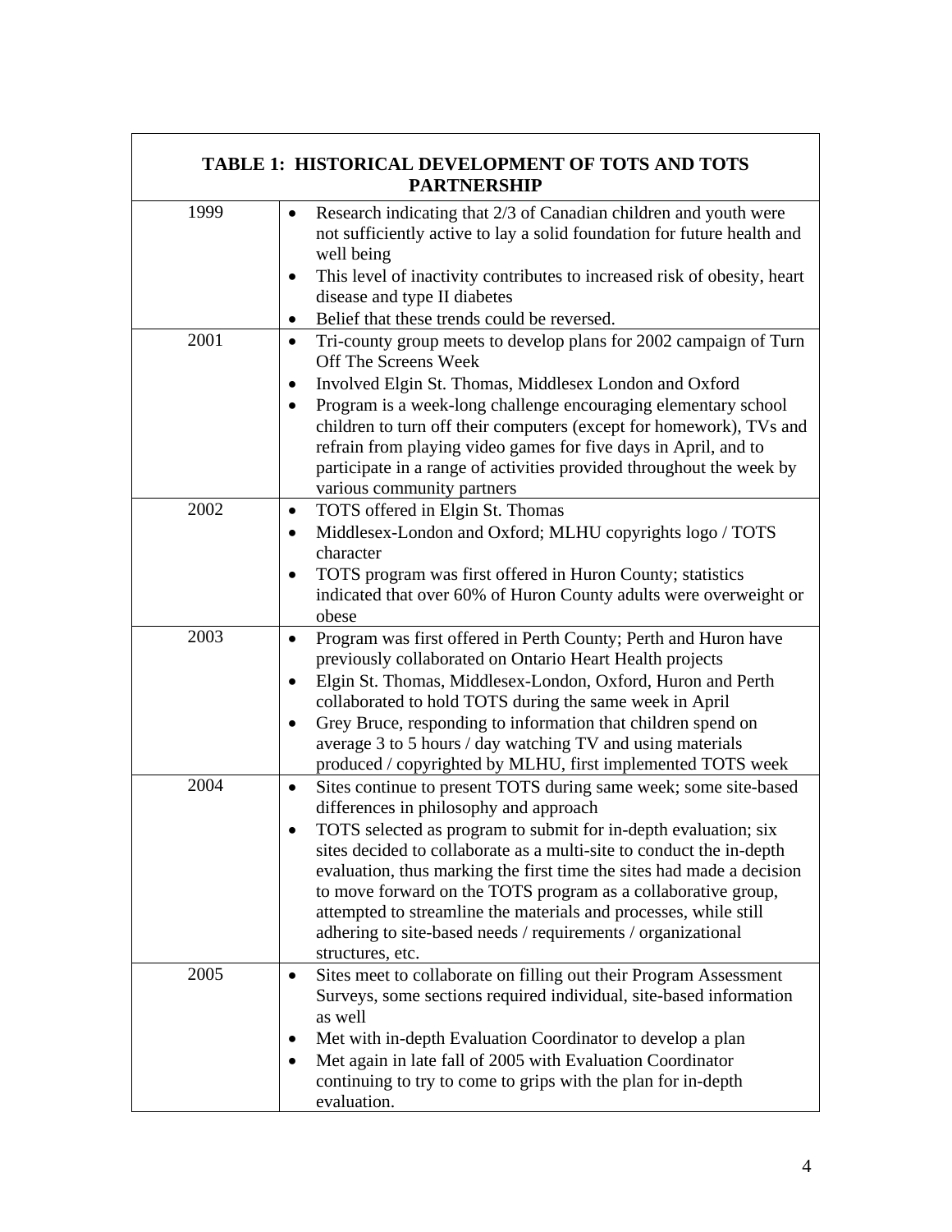| TABLE 1: HISTORICAL DEVELOPMENT OF TOTS AND TOTS PARTNERSHIP | |
|---|---|
| 1999 | • Research indicating that 2/3 of Canadian children and youth were not sufficiently active to lay a solid foundation for future health and well being<br>• This level of inactivity contributes to increased risk of obesity, heart disease and type II diabetes<br>• Belief that these trends could be reversed. |
| 2001 | • Tri-county group meets to develop plans for 2002 campaign of Turn Off The Screens Week<br>• Involved Elgin St. Thomas, Middlesex London and Oxford<br>• Program is a week-long challenge encouraging elementary school children to turn off their computers (except for homework), TVs and refrain from playing video games for five days in April, and to participate in a range of activities provided throughout the week by various community partners |
| 2002 | • TOTS offered in Elgin St. Thomas<br>• Middlesex-London and Oxford; MLHU copyrights logo / TOTS character<br>• TOTS program was first offered in Huron County; statistics indicated that over 60% of Huron County adults were overweight or obese |
| 2003 | • Program was first offered in Perth County; Perth and Huron have previously collaborated on Ontario Heart Health projects<br>• Elgin St. Thomas, Middlesex-London, Oxford, Huron and Perth collaborated to hold TOTS during the same week in April<br>• Grey Bruce, responding to information that children spend on average 3 to 5 hours / day watching TV and using materials produced / copyrighted by MLHU, first implemented TOTS week |
| 2004 | • Sites continue to present TOTS during same week; some site-based differences in philosophy and approach<br>• TOTS selected as program to submit for in-depth evaluation; six sites decided to collaborate as a multi-site to conduct the in-depth evaluation, thus marking the first time the sites had made a decision to move forward on the TOTS program as a collaborative group, attempted to streamline the materials and processes, while still adhering to site-based needs / requirements / organizational structures, etc. |
| 2005 | • Sites meet to collaborate on filling out their Program Assessment Surveys, some sections required individual, site-based information as well<br>• Met with in-depth Evaluation Coordinator to develop a plan<br>• Met again in late fall of 2005 with Evaluation Coordinator continuing to try to come to grips with the plan for in-depth evaluation. |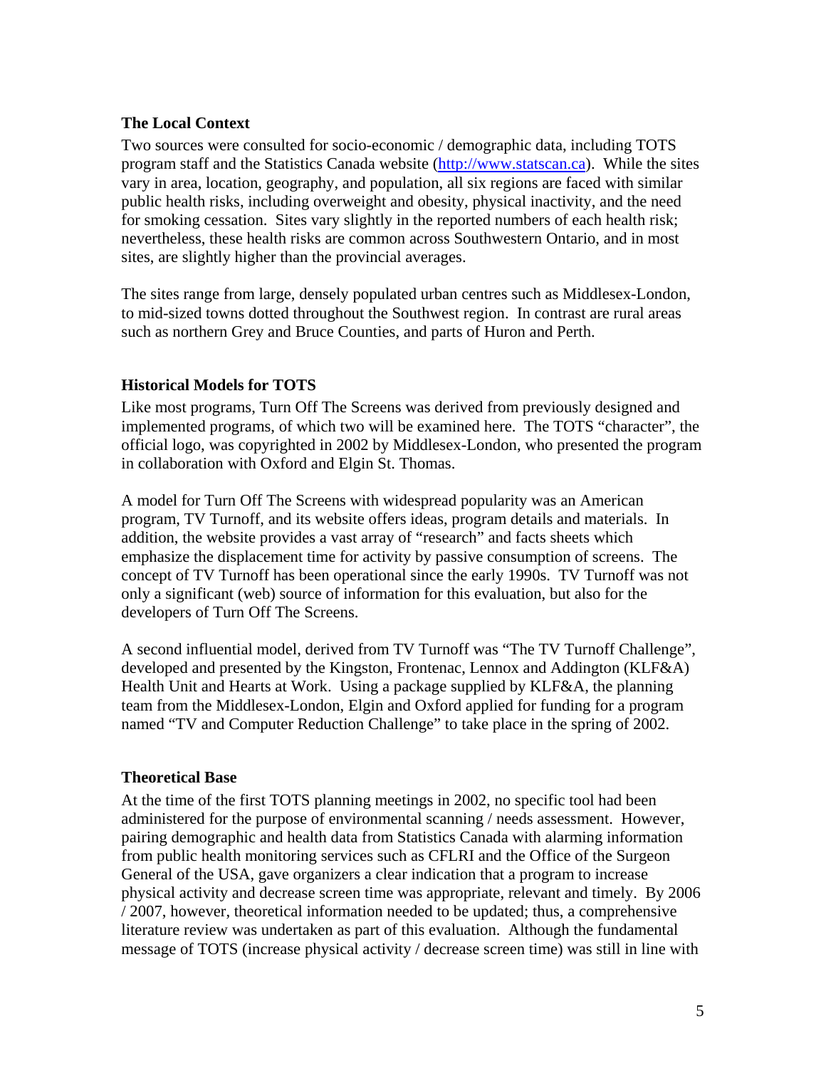### The Local Context

Two sources were consulted for socio-economic / demographic data, including TOTS program staff and the Statistics Canada website (http://www.statscan.ca). While the sites vary in area, location, geography, and population, all six regions are faced with similar public health risks, including overweight and obesity, physical inactivity, and the need for smoking cessation. Sites vary slightly in the reported numbers of each health risk; nevertheless, these health risks are common across Southwestern Ontario, and in most sites, are slightly higher than the provincial averages.

The sites range from large, densely populated urban centres such as Middlesex-London, to mid-sized towns dotted throughout the Southwest region. In contrast are rural areas such as northern Grey and Bruce Counties, and parts of Huron and Perth.

### Historical Models for TOTS

Like most programs, Turn Off The Screens was derived from previously designed and implemented programs, of which two will be examined here. The TOTS "character", the official logo, was copyrighted in 2002 by Middlesex-London, who presented the program in collaboration with Oxford and Elgin St. Thomas.

A model for Turn Off The Screens with widespread popularity was an American program, TV Turnoff, and its website offers ideas, program details and materials. In addition, the website provides a vast array of "research" and facts sheets which emphasize the displacement time for activity by passive consumption of screens. The concept of TV Turnoff has been operational since the early 1990s. TV Turnoff was not only a significant (web) source of information for this evaluation, but also for the developers of Turn Off The Screens.

A second influential model, derived from TV Turnoff was "The TV Turnoff Challenge", developed and presented by the Kingston, Frontenac, Lennox and Addington (KLF&A) Health Unit and Hearts at Work. Using a package supplied by KLF&A, the planning team from the Middlesex-London, Elgin and Oxford applied for funding for a program named "TV and Computer Reduction Challenge" to take place in the spring of 2002.

### Theoretical Base

At the time of the first TOTS planning meetings in 2002, no specific tool had been administered for the purpose of environmental scanning / needs assessment. However, pairing demographic and health data from Statistics Canada with alarming information from public health monitoring services such as CFLRI and the Office of the Surgeon General of the USA, gave organizers a clear indication that a program to increase physical activity and decrease screen time was appropriate, relevant and timely. By 2006 / 2007, however, theoretical information needed to be updated; thus, a comprehensive literature review was undertaken as part of this evaluation. Although the fundamental message of TOTS (increase physical activity / decrease screen time) was still in line with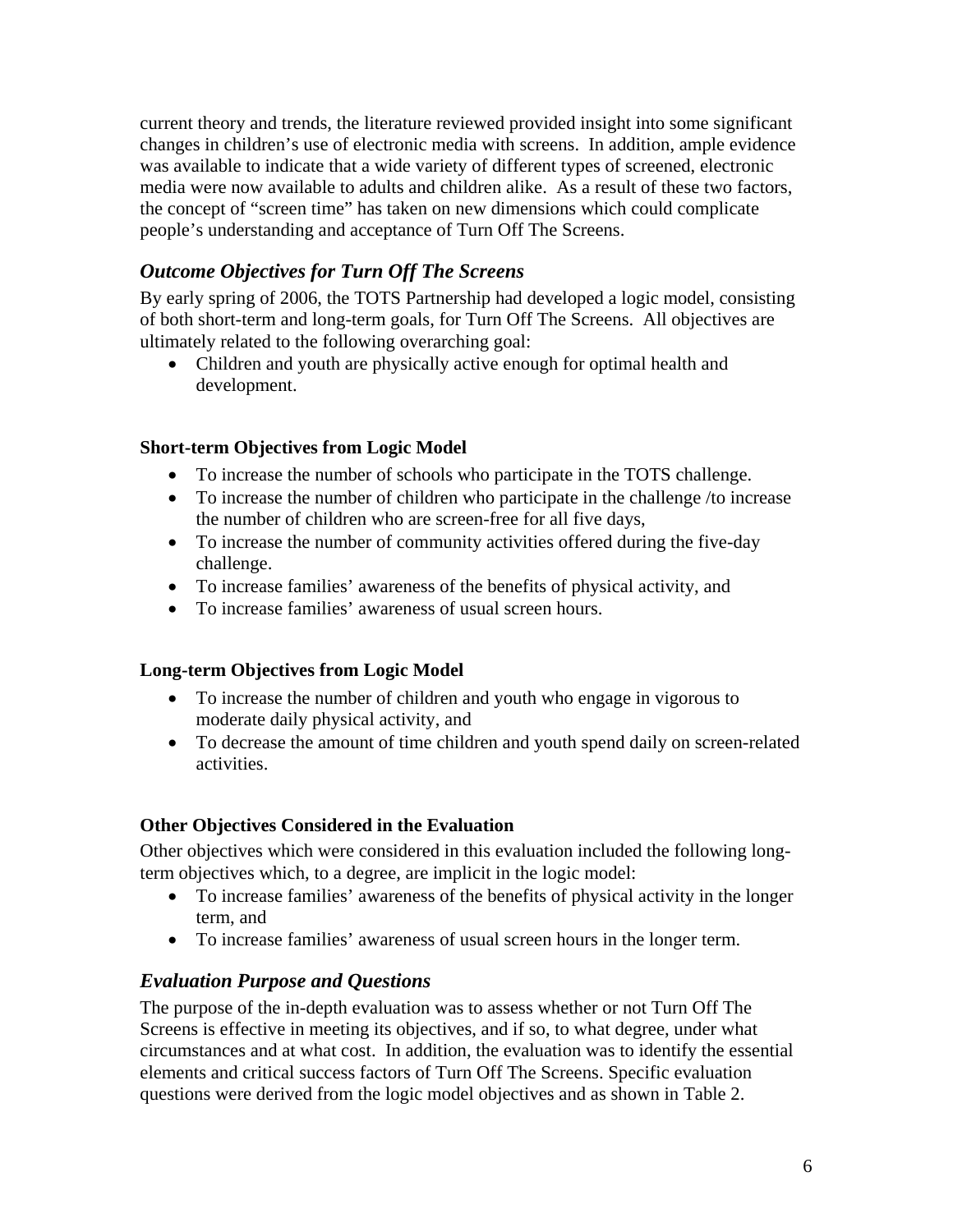current theory and trends, the literature reviewed provided insight into some significant changes in children's use of electronic media with screens. In addition, ample evidence was available to indicate that a wide variety of different types of screened, electronic media were now available to adults and children alike. As a result of these two factors, the concept of "screen time" has taken on new dimensions which could complicate people's understanding and acceptance of Turn Off The Screens.

## *Outcome Objectives for Turn Off The Screens*

By early spring of 2006, the TOTS Partnership had developed a logic model, consisting of both short-term and long-term goals, for Turn Off The Screens. All objectives are ultimately related to the following overarching goal:

- Children and youth are physically active enough for optimal health and development.

### Short-term Objectives from Logic Model

- To increase the number of schools who participate in the TOTS challenge.
- To increase the number of children who participate in the challenge /to increase the number of children who are screen-free for all five days,
- To increase the number of community activities offered during the five-day challenge.
- To increase families' awareness of the benefits of physical activity, and
- To increase families' awareness of usual screen hours.

### Long-term Objectives from Logic Model

- To increase the number of children and youth who engage in vigorous to moderate daily physical activity, and
- To decrease the amount of time children and youth spend daily on screen-related activities.

### Other Objectives Considered in the Evaluation

Other objectives which were considered in this evaluation included the following long-term objectives which, to a degree, are implicit in the logic model:

- To increase families' awareness of the benefits of physical activity in the longer term, and
- To increase families' awareness of usual screen hours in the longer term.

## *Evaluation Purpose and Questions*

The purpose of the in-depth evaluation was to assess whether or not Turn Off The Screens is effective in meeting its objectives, and if so, to what degree, under what circumstances and at what cost. In addition, the evaluation was to identify the essential elements and critical success factors of Turn Off The Screens. Specific evaluation questions were derived from the logic model objectives and as shown in Table 2.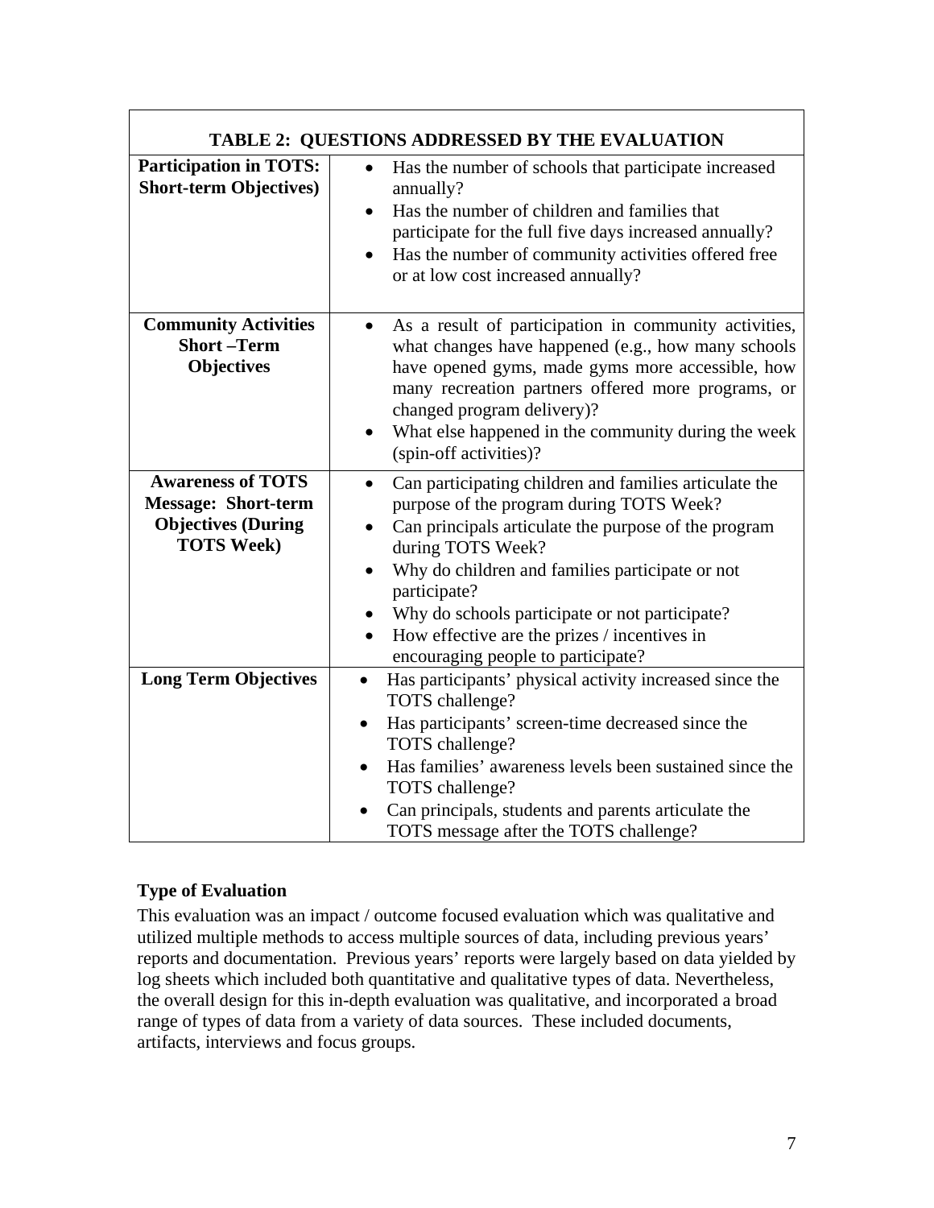| TABLE 2: QUESTIONS ADDRESSED BY THE EVALUATION | |
|---|---|
| **Participation in TOTS: Short-term Objectives)** | • Has the number of schools that participate increased annually?<br>• Has the number of children and families that participate for the full five days increased annually?<br>• Has the number of community activities offered free or at low cost increased annually? |
| **Community Activities Short –Term Objectives** | • As a result of participation in community activities, what changes have happened (e.g., how many schools have opened gyms, made gyms more accessible, how many recreation partners offered more programs, or changed program delivery)?<br>• What else happened in the community during the week (spin-off activities)? |
| **Awareness of TOTS Message: Short-term Objectives (During TOTS Week)** | • Can participating children and families articulate the purpose of the program during TOTS Week?<br>• Can principals articulate the purpose of the program during TOTS Week?<br>• Why do children and families participate or not participate?<br>• Why do schools participate or not participate?<br>• How effective are the prizes / incentives in encouraging people to participate? |
| **Long Term Objectives** | • Has participants' physical activity increased since the TOTS challenge?<br>• Has participants' screen-time decreased since the TOTS challenge?<br>• Has families' awareness levels been sustained since the TOTS challenge?<br>• Can principals, students and parents articulate the TOTS message after the TOTS challenge? |

**Type of Evaluation**

This evaluation was an impact / outcome focused evaluation which was qualitative and utilized multiple methods to access multiple sources of data, including previous years' reports and documentation. Previous years' reports were largely based on data yielded by log sheets which included both quantitative and qualitative types of data. Nevertheless, the overall design for this in-depth evaluation was qualitative, and incorporated a broad range of types of data from a variety of data sources. These included documents, artifacts, interviews and focus groups.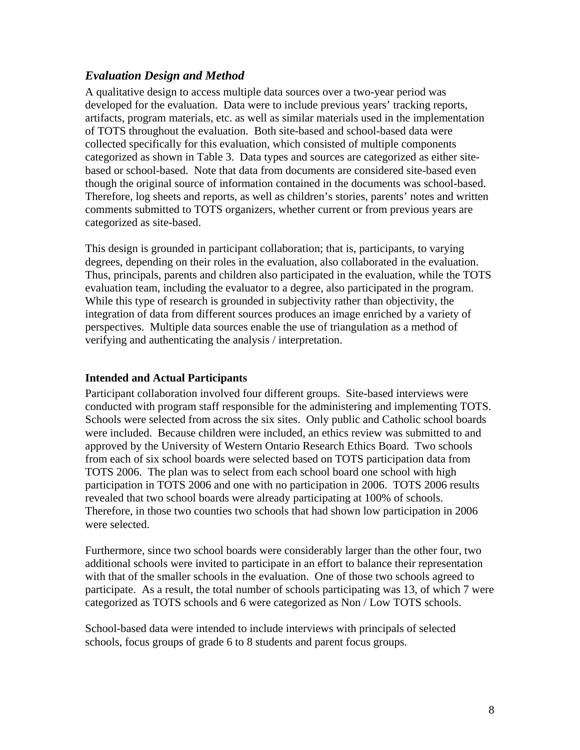### *Evaluation Design and Method*

A qualitative design to access multiple data sources over a two-year period was developed for the evaluation. Data were to include previous years' tracking reports, artifacts, program materials, etc. as well as similar materials used in the implementation of TOTS throughout the evaluation. Both site-based and school-based data were collected specifically for this evaluation, which consisted of multiple components categorized as shown in Table 3. Data types and sources are categorized as either site-based or school-based. Note that data from documents are considered site-based even though the original source of information contained in the documents was school-based. Therefore, log sheets and reports, as well as children's stories, parents' notes and written comments submitted to TOTS organizers, whether current or from previous years are categorized as site-based.

This design is grounded in participant collaboration; that is, participants, to varying degrees, depending on their roles in the evaluation, also collaborated in the evaluation. Thus, principals, parents and children also participated in the evaluation, while the TOTS evaluation team, including the evaluator to a degree, also participated in the program. While this type of research is grounded in subjectivity rather than objectivity, the integration of data from different sources produces an image enriched by a variety of perspectives. Multiple data sources enable the use of triangulation as a method of verifying and authenticating the analysis / interpretation.

#### Intended and Actual Participants

Participant collaboration involved four different groups. Site-based interviews were conducted with program staff responsible for the administering and implementing TOTS. Schools were selected from across the six sites. Only public and Catholic school boards were included. Because children were included, an ethics review was submitted to and approved by the University of Western Ontario Research Ethics Board. Two schools from each of six school boards were selected based on TOTS participation data from TOTS 2006. The plan was to select from each school board one school with high participation in TOTS 2006 and one with no participation in 2006. TOTS 2006 results revealed that two school boards were already participating at 100% of schools. Therefore, in those two counties two schools that had shown low participation in 2006 were selected.

Furthermore, since two school boards were considerably larger than the other four, two additional schools were invited to participate in an effort to balance their representation with that of the smaller schools in the evaluation. One of those two schools agreed to participate. As a result, the total number of schools participating was 13, of which 7 were categorized as TOTS schools and 6 were categorized as Non / Low TOTS schools.

School-based data were intended to include interviews with principals of selected schools, focus groups of grade 6 to 8 students and parent focus groups.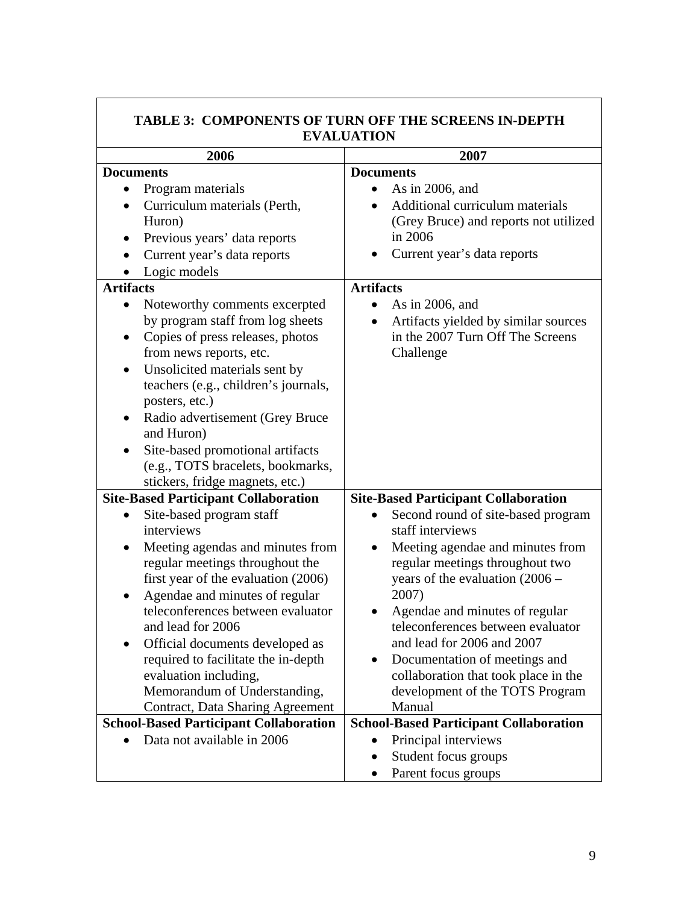| TABLE 3: COMPONENTS OF TURN OFF THE SCREENS IN-DEPTH EVALUATION | |
|---|---|
| **2006** | **2007** |
| **Documents**<br>• Program materials<br>• Curriculum materials (Perth, Huron)<br>• Previous years' data reports<br>• Current year's data reports<br>• Logic models | **Documents**<br>• As in 2006, and<br>• Additional curriculum materials (Grey Bruce) and reports not utilized in 2006<br>• Current year's data reports |
| **Artifacts**<br>• Noteworthy comments excerpted by program staff from log sheets<br>• Copies of press releases, photos from news reports, etc.<br>• Unsolicited materials sent by teachers (e.g., children's journals, posters, etc.)<br>• Radio advertisement (Grey Bruce and Huron)<br>• Site-based promotional artifacts (e.g., TOTS bracelets, bookmarks, stickers, fridge magnets, etc.) | **Artifacts**<br>• As in 2006, and<br>• Artifacts yielded by similar sources in the 2007 Turn Off The Screens Challenge |
| **Site-Based Participant Collaboration**<br>• Site-based program staff interviews<br>• Meeting agendas and minutes from regular meetings throughout the first year of the evaluation (2006)<br>• Agendae and minutes of regular teleconferences between evaluator and lead for 2006<br>• Official documents developed as required to facilitate the in-depth evaluation including, Memorandum of Understanding, Contract, Data Sharing Agreement | **Site-Based Participant Collaboration**<br>• Second round of site-based program staff interviews<br>• Meeting agendae and minutes from regular meetings throughout two years of the evaluation (2006 – 2007)<br>• Agendae and minutes of regular teleconferences between evaluator and lead for 2006 and 2007<br>• Documentation of meetings and collaboration that took place in the development of the TOTS Program Manual |
| **School-Based Participant Collaboration**<br>• Data not available in 2006 | **School-Based Participant Collaboration**<br>• Principal interviews<br>• Student focus groups<br>• Parent focus groups |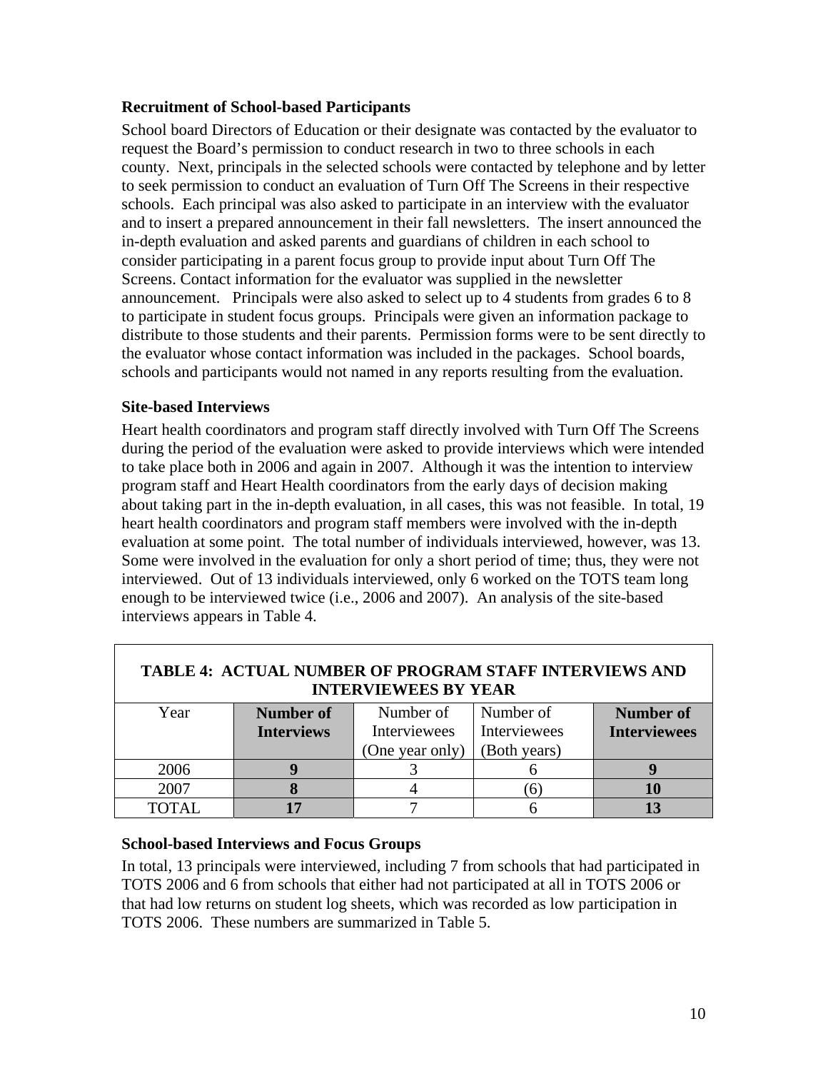### Recruitment of School-based Participants

School board Directors of Education or their designate was contacted by the evaluator to request the Board's permission to conduct research in two to three schools in each county. Next, principals in the selected schools were contacted by telephone and by letter to seek permission to conduct an evaluation of Turn Off The Screens in their respective schools. Each principal was also asked to participate in an interview with the evaluator and to insert a prepared announcement in their fall newsletters. The insert announced the in-depth evaluation and asked parents and guardians of children in each school to consider participating in a parent focus group to provide input about Turn Off The Screens. Contact information for the evaluator was supplied in the newsletter announcement. Principals were also asked to select up to 4 students from grades 6 to 8 to participate in student focus groups. Principals were given an information package to distribute to those students and their parents. Permission forms were to be sent directly to the evaluator whose contact information was included in the packages. School boards, schools and participants would not named in any reports resulting from the evaluation.

### Site-based Interviews

Heart health coordinators and program staff directly involved with Turn Off The Screens during the period of the evaluation were asked to provide interviews which were intended to take place both in 2006 and again in 2007. Although it was the intention to interview program staff and Heart Health coordinators from the early days of decision making about taking part in the in-depth evaluation, in all cases, this was not feasible. In total, 19 heart health coordinators and program staff members were involved with the in-depth evaluation at some point. The total number of individuals interviewed, however, was 13. Some were involved in the evaluation for only a short period of time; thus, they were not interviewed. Out of 13 individuals interviewed, only 6 worked on the TOTS team long enough to be interviewed twice (i.e., 2006 and 2007). An analysis of the site-based interviews appears in Table 4.

**TABLE 4: ACTUAL NUMBER OF PROGRAM STAFF INTERVIEWS AND INTERVIEWEES BY YEAR**

| Year | **Number of Interviews** | Number of Interviewees (One year only) | Number of Interviewees (Both years) | **Number of Interviewees** |
|---|---|---|---|---|
| 2006 | **9** | 3 | 6 | **9** |
| 2007 | **8** | 4 | (6) | **10** |
| TOTAL | **17** | 7 | 6 | **13** |

### School-based Interviews and Focus Groups

In total, 13 principals were interviewed, including 7 from schools that had participated in TOTS 2006 and 6 from schools that either had not participated at all in TOTS 2006 or that had low returns on student log sheets, which was recorded as low participation in TOTS 2006. These numbers are summarized in Table 5.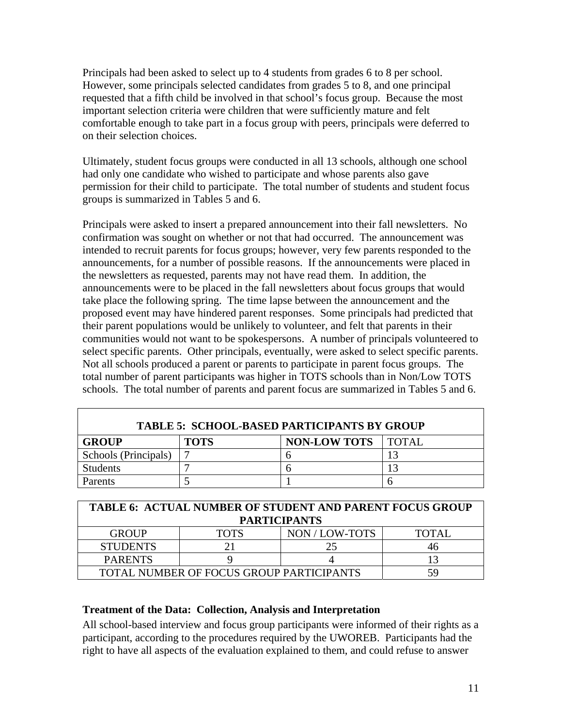Principals had been asked to select up to 4 students from grades 6 to 8 per school. However, some principals selected candidates from grades 5 to 8, and one principal requested that a fifth child be involved in that school's focus group. Because the most important selection criteria were children that were sufficiently mature and felt comfortable enough to take part in a focus group with peers, principals were deferred to on their selection choices.

Ultimately, student focus groups were conducted in all 13 schools, although one school had only one candidate who wished to participate and whose parents also gave permission for their child to participate. The total number of students and student focus groups is summarized in Tables 5 and 6.

Principals were asked to insert a prepared announcement into their fall newsletters. No confirmation was sought on whether or not that had occurred. The announcement was intended to recruit parents for focus groups; however, very few parents responded to the announcements, for a number of possible reasons. If the announcements were placed in the newsletters as requested, parents may not have read them. In addition, the announcements were to be placed in the fall newsletters about focus groups that would take place the following spring. The time lapse between the announcement and the proposed event may have hindered parent responses. Some principals had predicted that their parent populations would be unlikely to volunteer, and felt that parents in their communities would not want to be spokespersons. A number of principals volunteered to select specific parents. Other principals, eventually, were asked to select specific parents. Not all schools produced a parent or parents to participate in parent focus groups. The total number of parent participants was higher in TOTS schools than in Non/Low TOTS schools. The total number of parents and parent focus are summarized in Tables 5 and 6.

**TABLE 5: SCHOOL-BASED PARTICIPANTS BY GROUP**

| GROUP | TOTS | NON-LOW TOTS | TOTAL |
|---|---|---|---|
| Schools (Principals) | 7 | 6 | 13 |
| Students | 7 | 6 | 13 |
| Parents | 5 | 1 | 6 |

**TABLE 6: ACTUAL NUMBER OF STUDENT AND PARENT FOCUS GROUP PARTICIPANTS**

| GROUP | TOTS | NON / LOW-TOTS | TOTAL |
|---|---|---|---|
| STUDENTS | 21 | 25 | 46 |
| PARENTS | 9 | 4 | 13 |
| TOTAL NUMBER OF FOCUS GROUP PARTICIPANTS | | | 59 |

### Treatment of the Data: Collection, Analysis and Interpretation

All school-based interview and focus group participants were informed of their rights as a participant, according to the procedures required by the UWOREB. Participants had the right to have all aspects of the evaluation explained to them, and could refuse to answer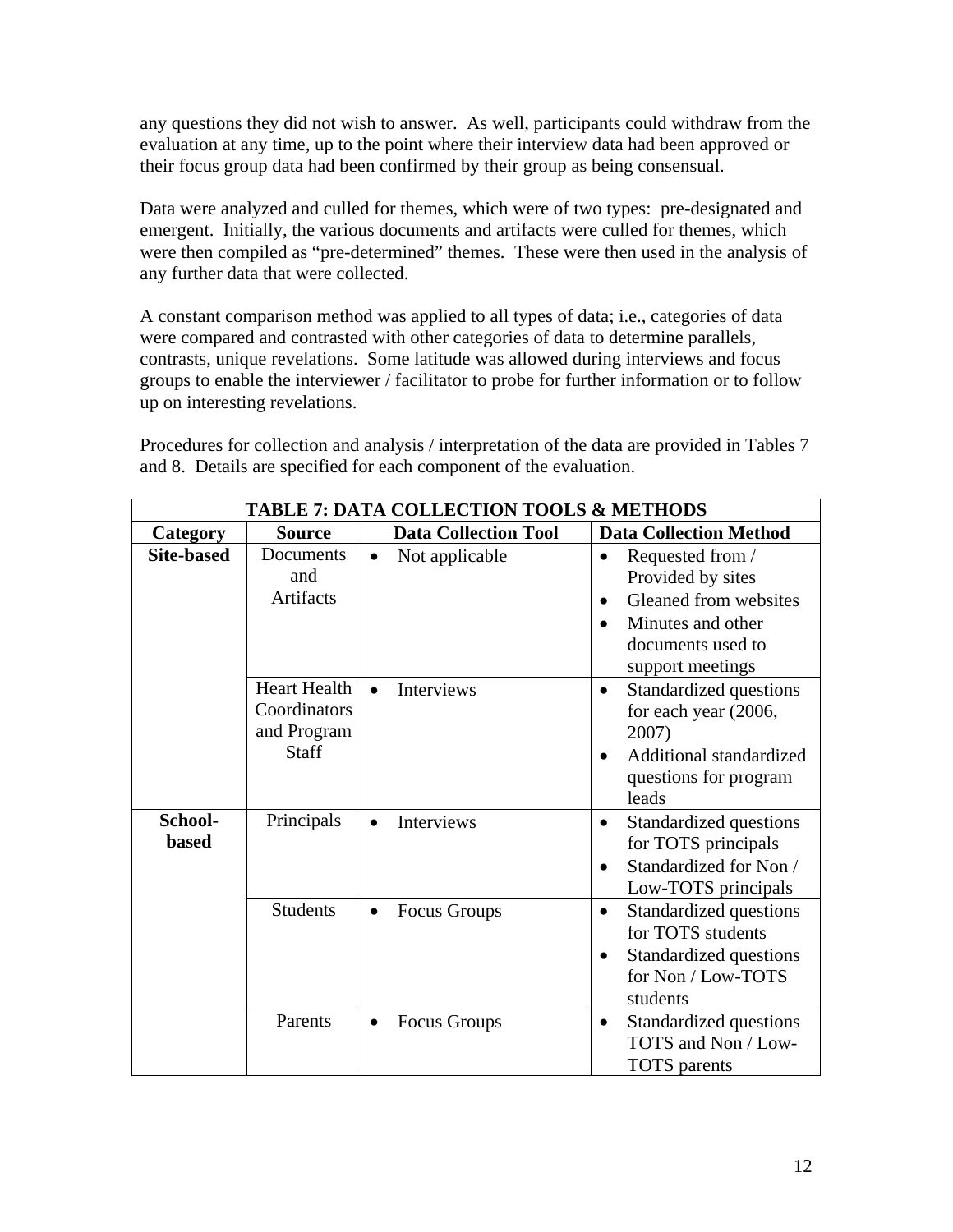any questions they did not wish to answer. As well, participants could withdraw from the evaluation at any time, up to the point where their interview data had been approved or their focus group data had been confirmed by their group as being consensual.

Data were analyzed and culled for themes, which were of two types: pre-designated and emergent. Initially, the various documents and artifacts were culled for themes, which were then compiled as "pre-determined" themes. These were then used in the analysis of any further data that were collected.

A constant comparison method was applied to all types of data; i.e., categories of data were compared and contrasted with other categories of data to determine parallels, contrasts, unique revelations. Some latitude was allowed during interviews and focus groups to enable the interviewer / facilitator to probe for further information or to follow up on interesting revelations.

Procedures for collection and analysis / interpretation of the data are provided in Tables 7 and 8. Details are specified for each component of the evaluation.

| **TABLE 7: DATA COLLECTION TOOLS & METHODS** | | | |
|---|---|---|---|
| **Category** | **Source** | **Data Collection Tool** | **Data Collection Method** |
| **Site-based** | Documents and Artifacts | • Not applicable | • Requested from / Provided by sites<br>• Gleaned from websites<br>• Minutes and other documents used to support meetings |
| | Heart Health Coordinators and Program Staff | • Interviews | • Standardized questions for each year (2006, 2007)<br>• Additional standardized questions for program leads |
| **School-based** | Principals | • Interviews | • Standardized questions for TOTS principals<br>• Standardized for Non / Low-TOTS principals |
| | Students | • Focus Groups | • Standardized questions for TOTS students<br>• Standardized questions for Non / Low-TOTS students |
| | Parents | • Focus Groups | • Standardized questions TOTS and Non / Low-TOTS parents |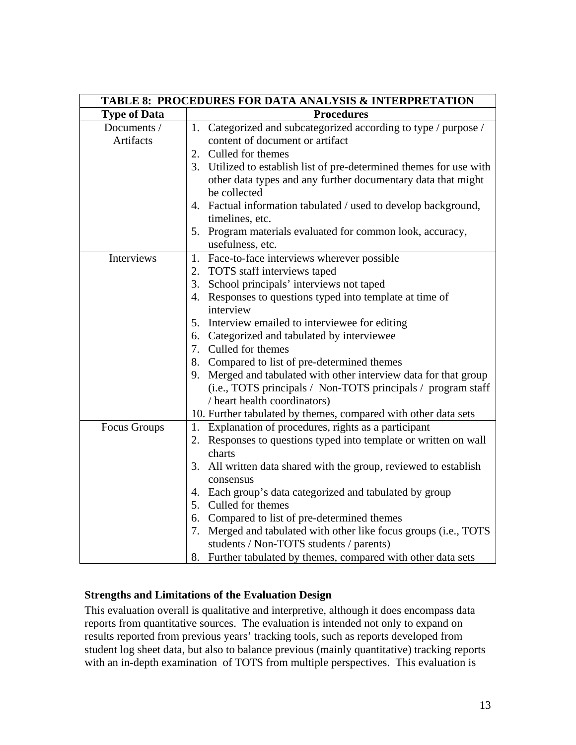| TABLE 8: PROCEDURES FOR DATA ANALYSIS & INTERPRETATION | |
|---|---|
| **Type of Data** | **Procedures** |
| Documents / Artifacts | 1. Categorized and subcategorized according to type / purpose / content of document or artifact<br>2. Culled for themes<br>3. Utilized to establish list of pre-determined themes for use with other data types and any further documentary data that might be collected<br>4. Factual information tabulated / used to develop background, timelines, etc.<br>5. Program materials evaluated for common look, accuracy, usefulness, etc. |
| Interviews | 1. Face-to-face interviews wherever possible<br>2. TOTS staff interviews taped<br>3. School principals' interviews not taped<br>4. Responses to questions typed into template at time of interview<br>5. Interview emailed to interviewee for editing<br>6. Categorized and tabulated by interviewee<br>7. Culled for themes<br>8. Compared to list of pre-determined themes<br>9. Merged and tabulated with other interview data for that group (i.e., TOTS principals / Non-TOTS principals / program staff / heart health coordinators)<br>10. Further tabulated by themes, compared with other data sets |
| Focus Groups | 1. Explanation of procedures, rights as a participant<br>2. Responses to questions typed into template or written on wall charts<br>3. All written data shared with the group, reviewed to establish consensus<br>4. Each group's data categorized and tabulated by group<br>5. Culled for themes<br>6. Compared to list of pre-determined themes<br>7. Merged and tabulated with other like focus groups (i.e., TOTS students / Non-TOTS students / parents)<br>8. Further tabulated by themes, compared with other data sets |

### Strengths and Limitations of the Evaluation Design

This evaluation overall is qualitative and interpretive, although it does encompass data reports from quantitative sources. The evaluation is intended not only to expand on results reported from previous years' tracking tools, such as reports developed from student log sheet data, but also to balance previous (mainly quantitative) tracking reports with an in-depth examination of TOTS from multiple perspectives. This evaluation is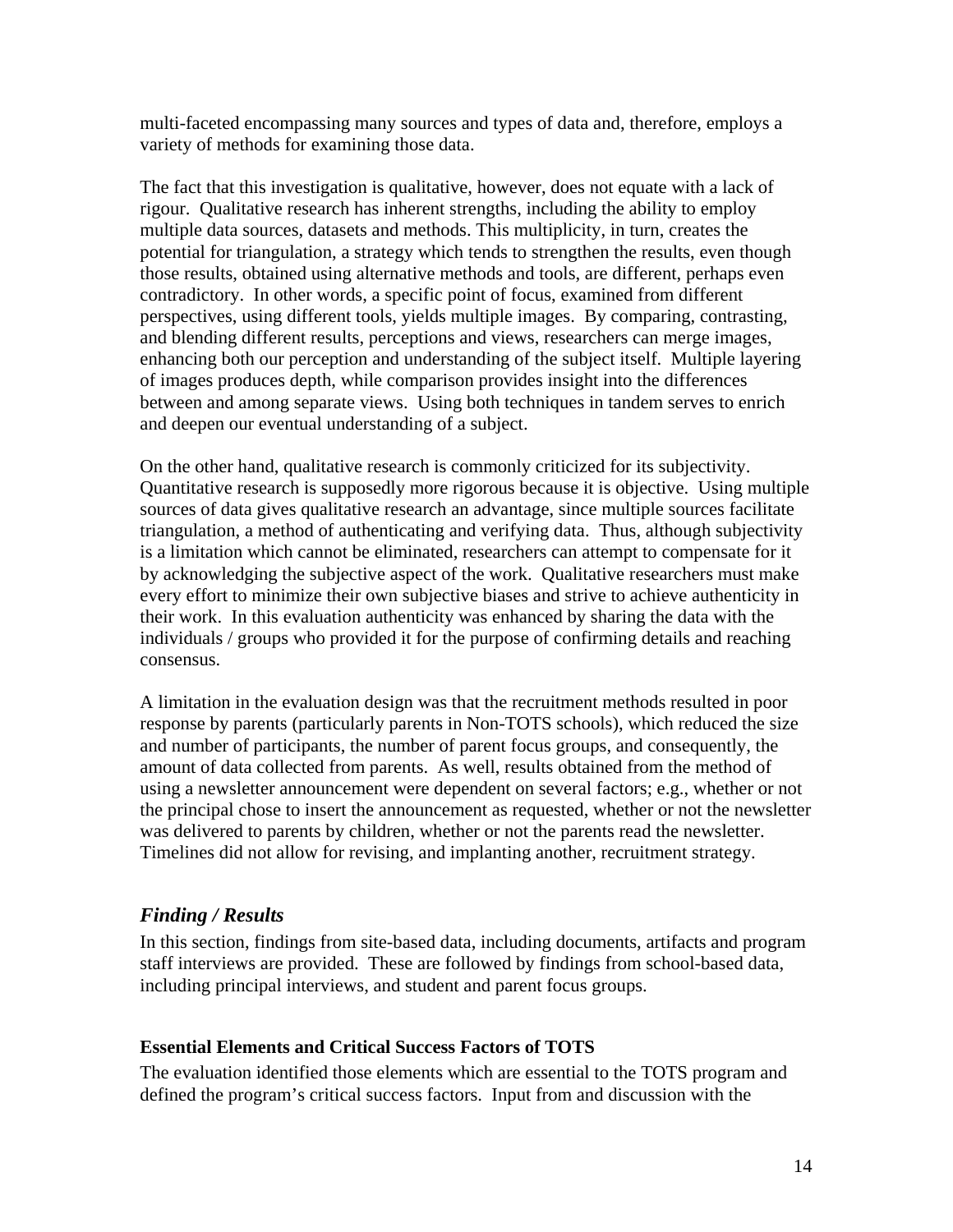multi-faceted encompassing many sources and types of data and, therefore, employs a variety of methods for examining those data.

The fact that this investigation is qualitative, however, does not equate with a lack of rigour. Qualitative research has inherent strengths, including the ability to employ multiple data sources, datasets and methods. This multiplicity, in turn, creates the potential for triangulation, a strategy which tends to strengthen the results, even though those results, obtained using alternative methods and tools, are different, perhaps even contradictory. In other words, a specific point of focus, examined from different perspectives, using different tools, yields multiple images. By comparing, contrasting, and blending different results, perceptions and views, researchers can merge images, enhancing both our perception and understanding of the subject itself. Multiple layering of images produces depth, while comparison provides insight into the differences between and among separate views. Using both techniques in tandem serves to enrich and deepen our eventual understanding of a subject.

On the other hand, qualitative research is commonly criticized for its subjectivity. Quantitative research is supposedly more rigorous because it is objective. Using multiple sources of data gives qualitative research an advantage, since multiple sources facilitate triangulation, a method of authenticating and verifying data. Thus, although subjectivity is a limitation which cannot be eliminated, researchers can attempt to compensate for it by acknowledging the subjective aspect of the work. Qualitative researchers must make every effort to minimize their own subjective biases and strive to achieve authenticity in their work. In this evaluation authenticity was enhanced by sharing the data with the individuals / groups who provided it for the purpose of confirming details and reaching consensus.

A limitation in the evaluation design was that the recruitment methods resulted in poor response by parents (particularly parents in Non-TOTS schools), which reduced the size and number of participants, the number of parent focus groups, and consequently, the amount of data collected from parents. As well, results obtained from the method of using a newsletter announcement were dependent on several factors; e.g., whether or not the principal chose to insert the announcement as requested, whether or not the newsletter was delivered to parents by children, whether or not the parents read the newsletter. Timelines did not allow for revising, and implanting another, recruitment strategy.

## *Finding / Results*

In this section, findings from site-based data, including documents, artifacts and program staff interviews are provided. These are followed by findings from school-based data, including principal interviews, and student and parent focus groups.

### **Essential Elements and Critical Success Factors of TOTS**

The evaluation identified those elements which are essential to the TOTS program and defined the program's critical success factors. Input from and discussion with the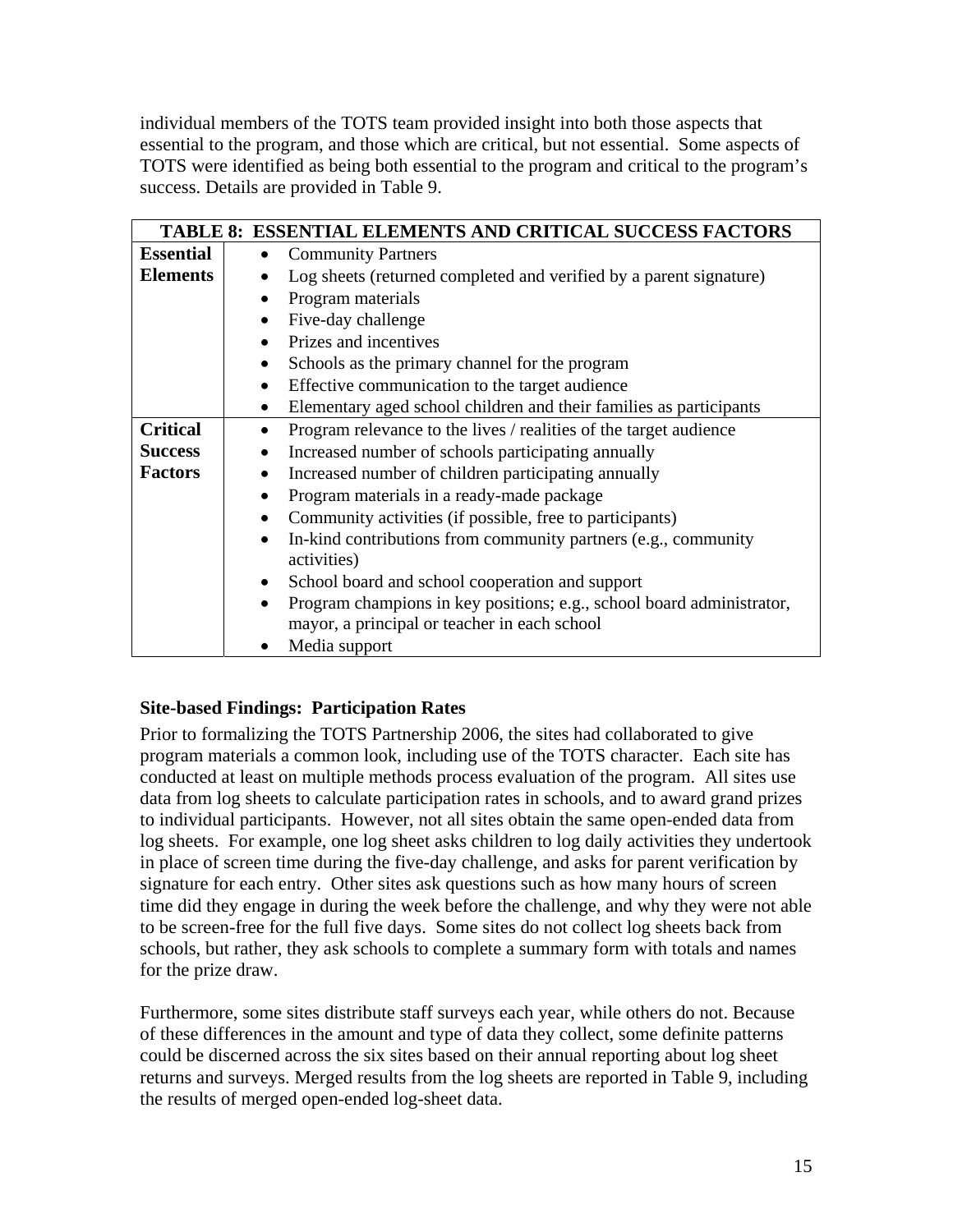individual members of the TOTS team provided insight into both those aspects that essential to the program, and those which are critical, but not essential. Some aspects of TOTS were identified as being both essential to the program and critical to the program's success. Details are provided in Table 9.

| TABLE 8: ESSENTIAL ELEMENTS AND CRITICAL SUCCESS FACTORS | |
|---|---|
| **Essential Elements** | • Community Partners<br>• Log sheets (returned completed and verified by a parent signature)<br>• Program materials<br>• Five-day challenge<br>• Prizes and incentives<br>• Schools as the primary channel for the program<br>• Effective communication to the target audience<br>• Elementary aged school children and their families as participants |
| **Critical Success Factors** | • Program relevance to the lives / realities of the target audience<br>• Increased number of schools participating annually<br>• Increased number of children participating annually<br>• Program materials in a ready-made package<br>• Community activities (if possible, free to participants)<br>• In-kind contributions from community partners (e.g., community activities)<br>• School board and school cooperation and support<br>• Program champions in key positions; e.g., school board administrator, mayor, a principal or teacher in each school<br>• Media support |

### Site-based Findings: Participation Rates

Prior to formalizing the TOTS Partnership 2006, the sites had collaborated to give program materials a common look, including use of the TOTS character. Each site has conducted at least on multiple methods process evaluation of the program. All sites use data from log sheets to calculate participation rates in schools, and to award grand prizes to individual participants. However, not all sites obtain the same open-ended data from log sheets. For example, one log sheet asks children to log daily activities they undertook in place of screen time during the five-day challenge, and asks for parent verification by signature for each entry. Other sites ask questions such as how many hours of screen time did they engage in during the week before the challenge, and why they were not able to be screen-free for the full five days. Some sites do not collect log sheets back from schools, but rather, they ask schools to complete a summary form with totals and names for the prize draw.

Furthermore, some sites distribute staff surveys each year, while others do not. Because of these differences in the amount and type of data they collect, some definite patterns could be discerned across the six sites based on their annual reporting about log sheet returns and surveys. Merged results from the log sheets are reported in Table 9, including the results of merged open-ended log-sheet data.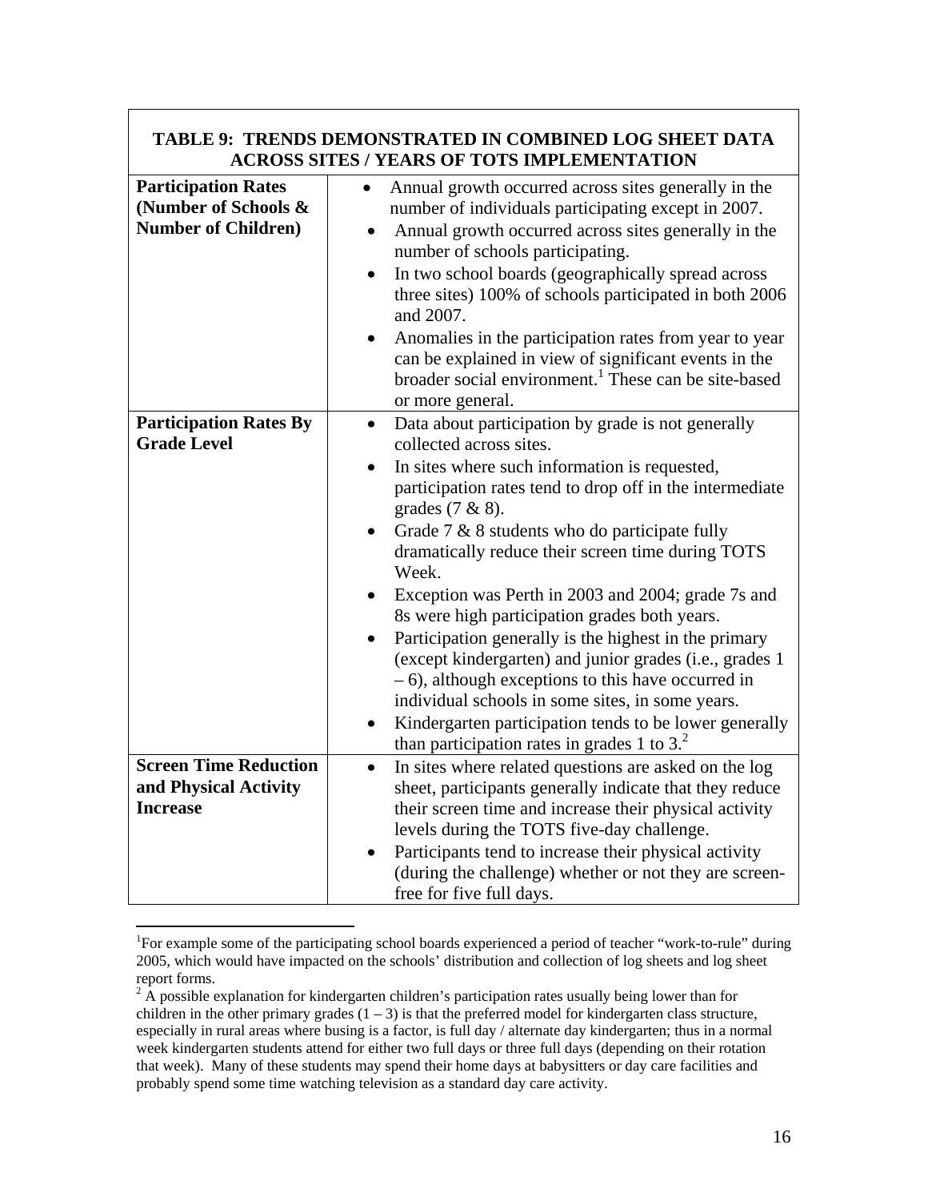| TABLE 9: TRENDS DEMONSTRATED IN COMBINED LOG SHEET DATA ACROSS SITES / YEARS OF TOTS IMPLEMENTATION | |
|---|---|
| **Participation Rates (Number of Schools & Number of Children)** | • Annual growth occurred across sites generally in the number of individuals participating except in 2007.<br>• Annual growth occurred across sites generally in the number of schools participating.<br>• In two school boards (geographically spread across three sites) 100% of schools participated in both 2006 and 2007.<br>• Anomalies in the participation rates from year to year can be explained in view of significant events in the broader social environment.[1] These can be site-based or more general. |
| **Participation Rates By Grade Level** | • Data about participation by grade is not generally collected across sites.<br>• In sites where such information is requested, participation rates tend to drop off in the intermediate grades (7 & 8).<br>• Grade 7 & 8 students who do participate fully dramatically reduce their screen time during TOTS Week.<br>• Exception was Perth in 2003 and 2004; grade 7s and 8s were high participation grades both years.<br>• Participation generally is the highest in the primary (except kindergarten) and junior grades (i.e., grades 1 – 6), although exceptions to this have occurred in individual schools in some sites, in some years.<br>• Kindergarten participation tends to be lower generally than participation rates in grades 1 to 3.[2] |
| **Screen Time Reduction and Physical Activity Increase** | • In sites where related questions are asked on the log sheet, participants generally indicate that they reduce their screen time and increase their physical activity levels during the TOTS five-day challenge.<br>• Participants tend to increase their physical activity (during the challenge) whether or not they are screen-free for five full days. |

[1] For example some of the participating school boards experienced a period of teacher "work-to-rule" during 2005, which would have impacted on the schools' distribution and collection of log sheets and log sheet report forms.

[2] A possible explanation for kindergarten children's participation rates usually being lower than for children in the other primary grades (1 – 3) is that the preferred model for kindergarten class structure, especially in rural areas where busing is a factor, is full day / alternate day kindergarten; thus in a normal week kindergarten students attend for either two full days or three full days (depending on their rotation that week). Many of these students may spend their home days at babysitters or day care facilities and probably spend some time watching television as a standard day care activity.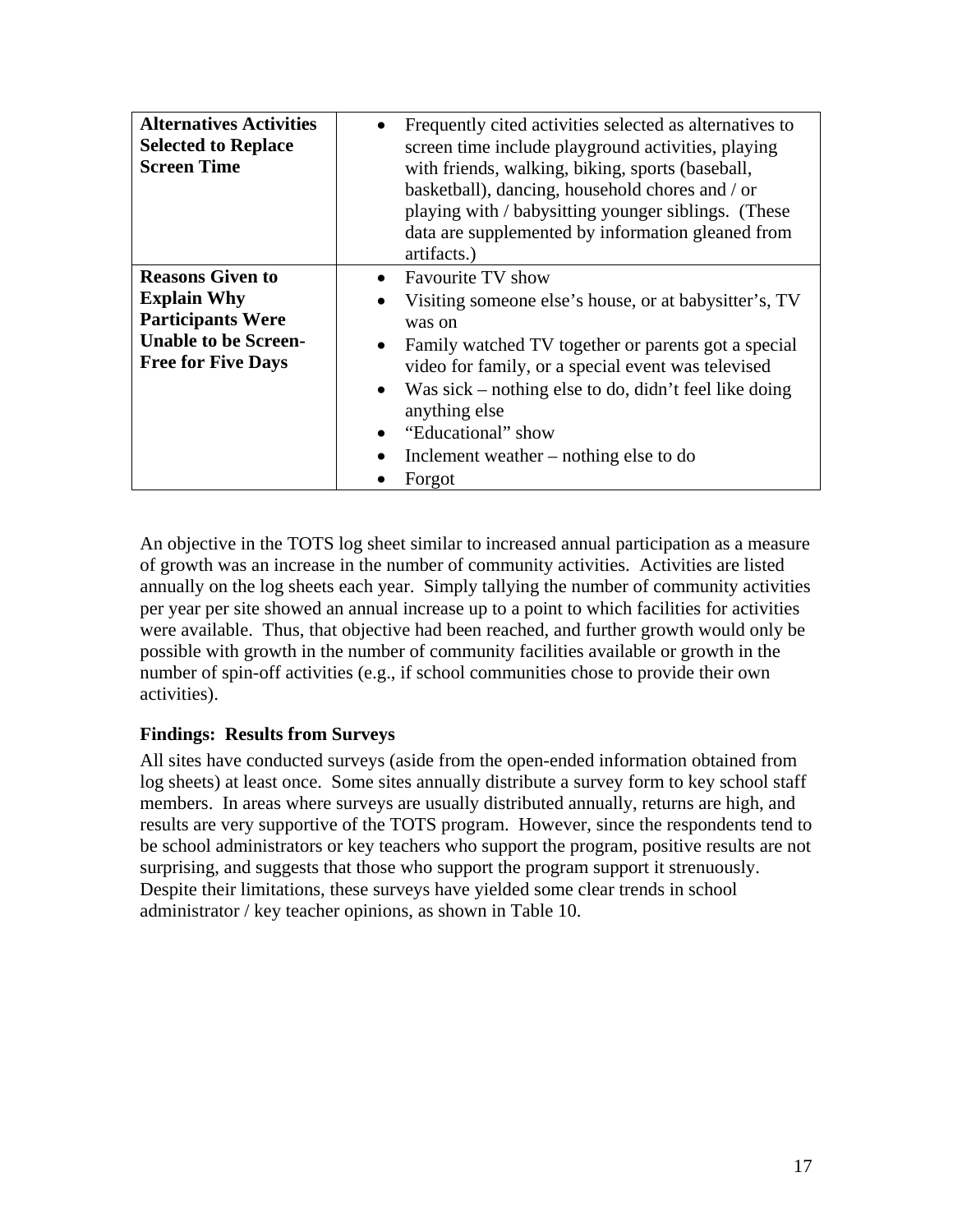| | |
|---|---|
| **Alternatives Activities Selected to Replace Screen Time** | • Frequently cited activities selected as alternatives to screen time include playground activities, playing with friends, walking, biking, sports (baseball, basketball), dancing, household chores and / or playing with / babysitting younger siblings. (These data are supplemented by information gleaned from artifacts.) |
| **Reasons Given to Explain Why Participants Were Unable to be Screen-Free for Five Days** | • Favourite TV show<br>• Visiting someone else's house, or at babysitter's, TV was on<br>• Family watched TV together or parents got a special video for family, or a special event was televised<br>• Was sick – nothing else to do, didn't feel like doing anything else<br>• "Educational" show<br>• Inclement weather – nothing else to do<br>• Forgot |

An objective in the TOTS log sheet similar to increased annual participation as a measure of growth was an increase in the number of community activities. Activities are listed annually on the log sheets each year. Simply tallying the number of community activities per year per site showed an annual increase up to a point to which facilities for activities were available. Thus, that objective had been reached, and further growth would only be possible with growth in the number of community facilities available or growth in the number of spin-off activities (e.g., if school communities chose to provide their own activities).

### Findings: Results from Surveys

All sites have conducted surveys (aside from the open-ended information obtained from log sheets) at least once. Some sites annually distribute a survey form to key school staff members. In areas where surveys are usually distributed annually, returns are high, and results are very supportive of the TOTS program. However, since the respondents tend to be school administrators or key teachers who support the program, positive results are not surprising, and suggests that those who support the program support it strenuously. Despite their limitations, these surveys have yielded some clear trends in school administrator / key teacher opinions, as shown in Table 10.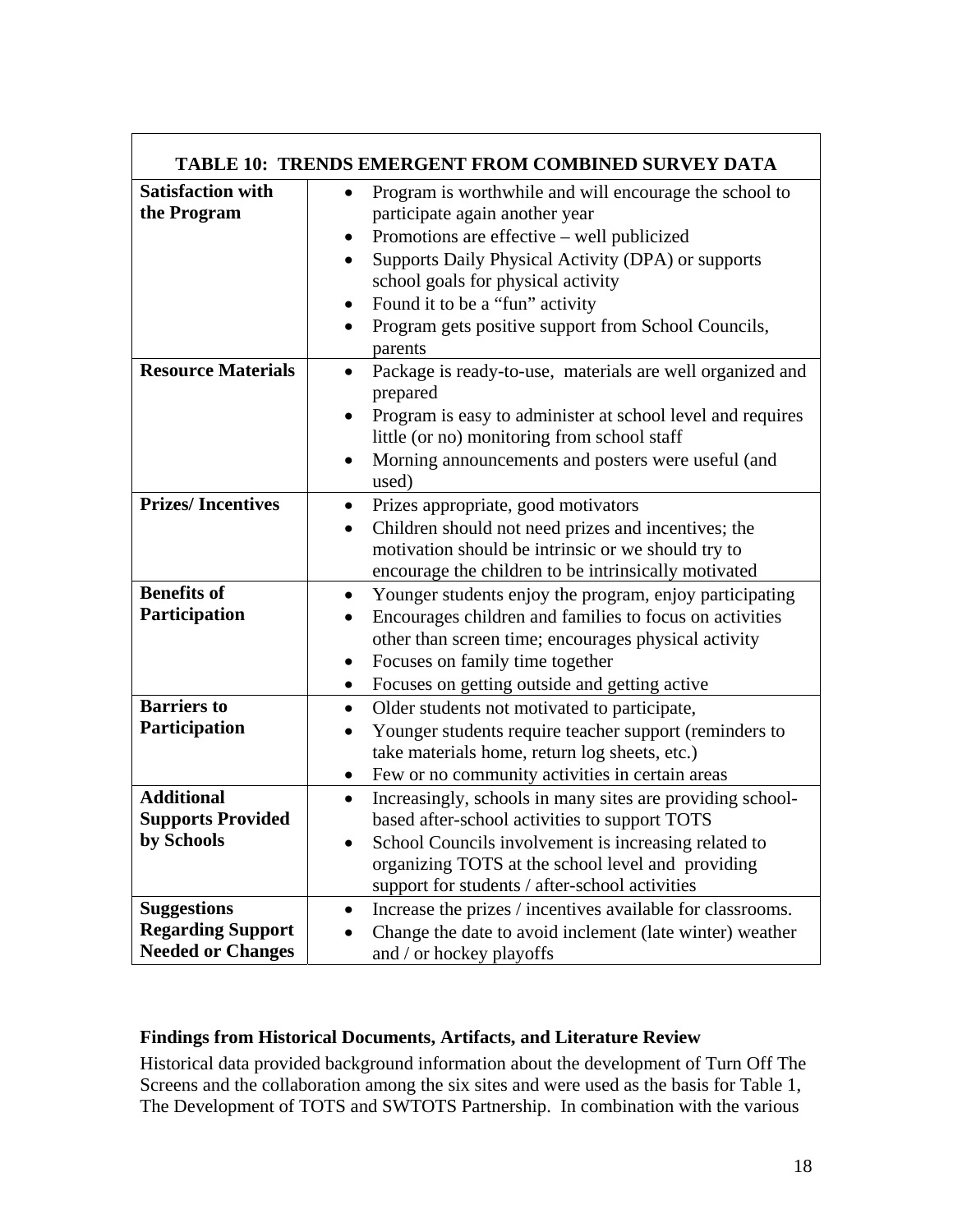| TABLE 10: TRENDS EMERGENT FROM COMBINED SURVEY DATA | |
|---|---|
| **Satisfaction with the Program** | • Program is worthwhile and will encourage the school to participate again another year<br>• Promotions are effective – well publicized<br>• Supports Daily Physical Activity (DPA) or supports school goals for physical activity<br>• Found it to be a "fun" activity<br>• Program gets positive support from School Councils, parents |
| **Resource Materials** | • Package is ready-to-use, materials are well organized and prepared<br>• Program is easy to administer at school level and requires little (or no) monitoring from school staff<br>• Morning announcements and posters were useful (and used) |
| **Prizes/ Incentives** | • Prizes appropriate, good motivators<br>• Children should not need prizes and incentives; the motivation should be intrinsic or we should try to encourage the children to be intrinsically motivated |
| **Benefits of Participation** | • Younger students enjoy the program, enjoy participating<br>• Encourages children and families to focus on activities other than screen time; encourages physical activity<br>• Focuses on family time together<br>• Focuses on getting outside and getting active |
| **Barriers to Participation** | • Older students not motivated to participate,<br>• Younger students require teacher support (reminders to take materials home, return log sheets, etc.)<br>• Few or no community activities in certain areas |
| **Additional Supports Provided by Schools** | • Increasingly, schools in many sites are providing school-based after-school activities to support TOTS<br>• School Councils involvement is increasing related to organizing TOTS at the school level and providing support for students / after-school activities |
| **Suggestions Regarding Support Needed or Changes** | • Increase the prizes / incentives available for classrooms.<br>• Change the date to avoid inclement (late winter) weather and / or hockey playoffs |

### Findings from Historical Documents, Artifacts, and Literature Review

Historical data provided background information about the development of Turn Off The Screens and the collaboration among the six sites and were used as the basis for Table 1, The Development of TOTS and SWTOTS Partnership. In combination with the various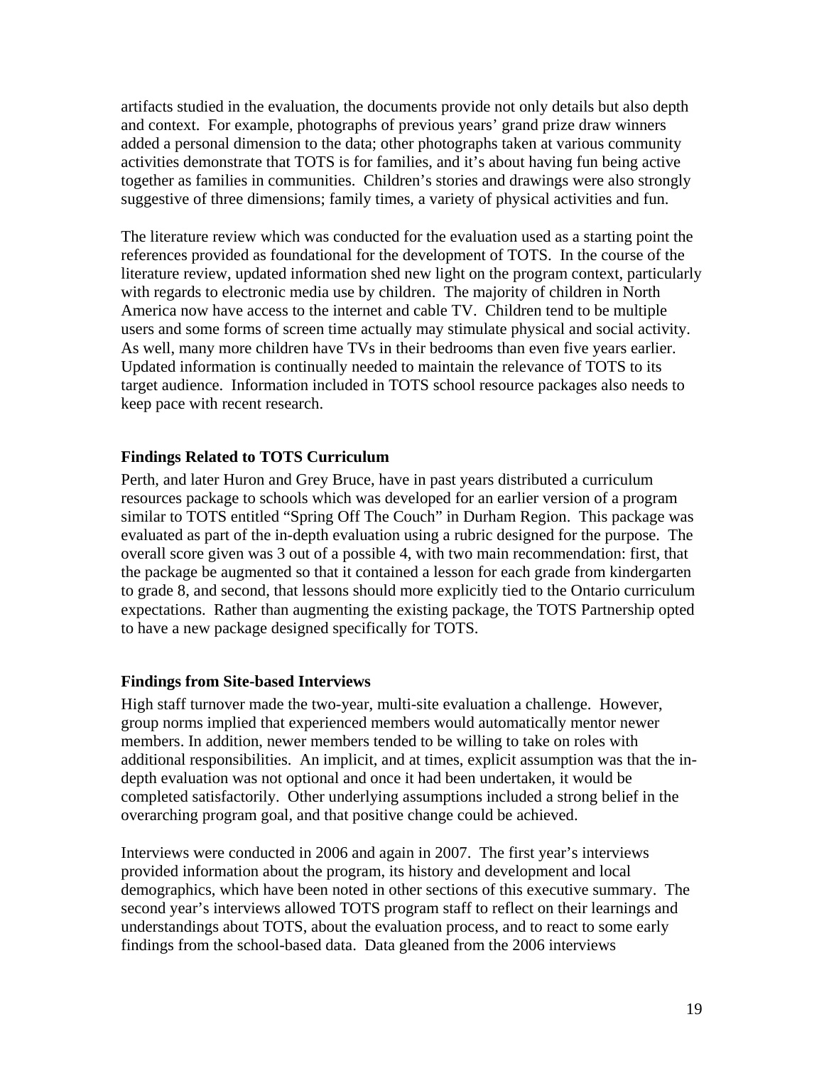artifacts studied in the evaluation, the documents provide not only details but also depth and context. For example, photographs of previous years' grand prize draw winners added a personal dimension to the data; other photographs taken at various community activities demonstrate that TOTS is for families, and it's about having fun being active together as families in communities. Children's stories and drawings were also strongly suggestive of three dimensions; family times, a variety of physical activities and fun.

The literature review which was conducted for the evaluation used as a starting point the references provided as foundational for the development of TOTS. In the course of the literature review, updated information shed new light on the program context, particularly with regards to electronic media use by children. The majority of children in North America now have access to the internet and cable TV. Children tend to be multiple users and some forms of screen time actually may stimulate physical and social activity. As well, many more children have TVs in their bedrooms than even five years earlier. Updated information is continually needed to maintain the relevance of TOTS to its target audience. Information included in TOTS school resource packages also needs to keep pace with recent research.

### Findings Related to TOTS Curriculum

Perth, and later Huron and Grey Bruce, have in past years distributed a curriculum resources package to schools which was developed for an earlier version of a program similar to TOTS entitled "Spring Off The Couch" in Durham Region. This package was evaluated as part of the in-depth evaluation using a rubric designed for the purpose. The overall score given was 3 out of a possible 4, with two main recommendation: first, that the package be augmented so that it contained a lesson for each grade from kindergarten to grade 8, and second, that lessons should more explicitly tied to the Ontario curriculum expectations. Rather than augmenting the existing package, the TOTS Partnership opted to have a new package designed specifically for TOTS.

### Findings from Site-based Interviews

High staff turnover made the two-year, multi-site evaluation a challenge. However, group norms implied that experienced members would automatically mentor newer members. In addition, newer members tended to be willing to take on roles with additional responsibilities. An implicit, and at times, explicit assumption was that the in-depth evaluation was not optional and once it had been undertaken, it would be completed satisfactorily. Other underlying assumptions included a strong belief in the overarching program goal, and that positive change could be achieved.

Interviews were conducted in 2006 and again in 2007. The first year's interviews provided information about the program, its history and development and local demographics, which have been noted in other sections of this executive summary. The second year's interviews allowed TOTS program staff to reflect on their learnings and understandings about TOTS, about the evaluation process, and to react to some early findings from the school-based data. Data gleaned from the 2006 interviews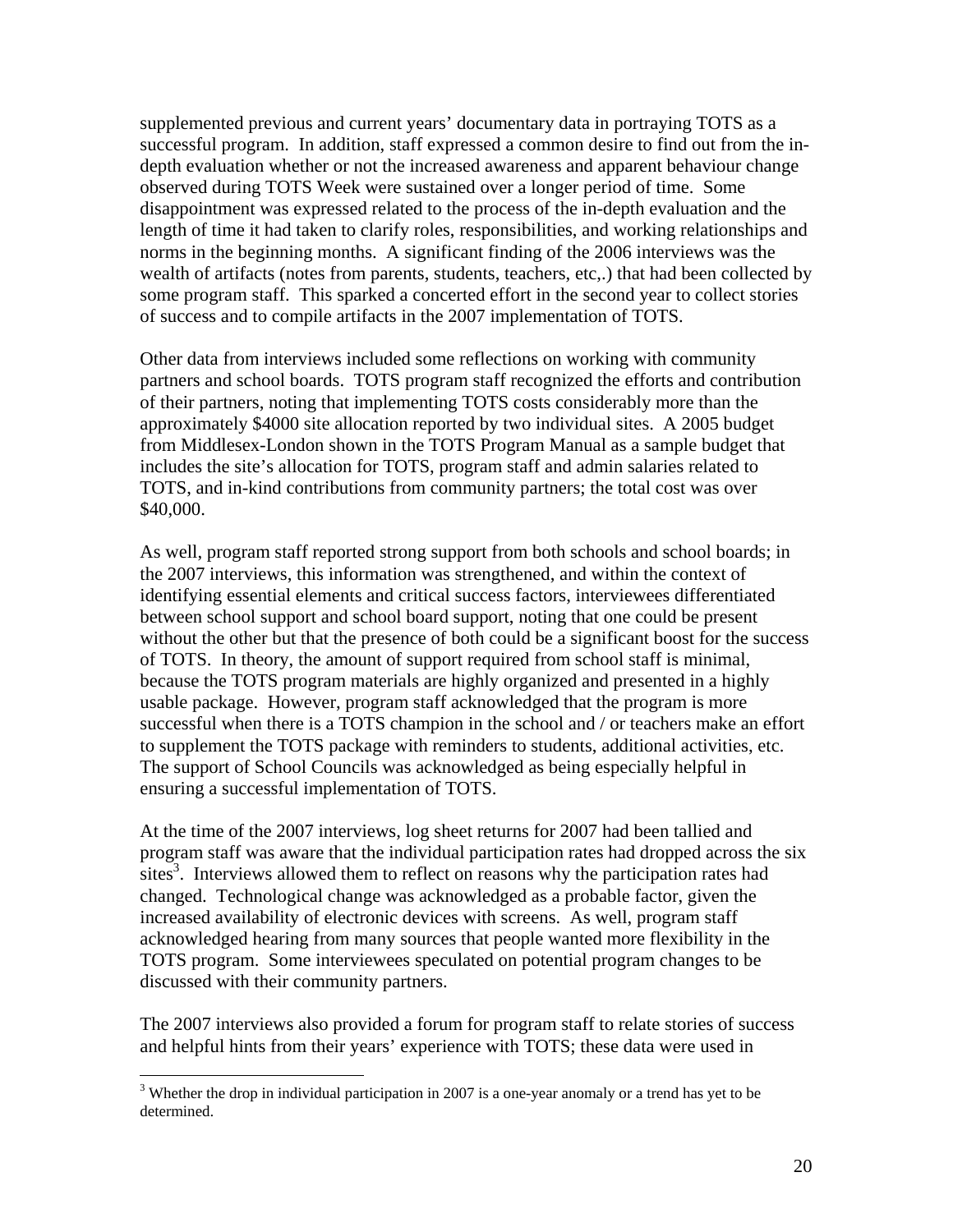supplemented previous and current years' documentary data in portraying TOTS as a successful program. In addition, staff expressed a common desire to find out from the in-depth evaluation whether or not the increased awareness and apparent behaviour change observed during TOTS Week were sustained over a longer period of time. Some disappointment was expressed related to the process of the in-depth evaluation and the length of time it had taken to clarify roles, responsibilities, and working relationships and norms in the beginning months. A significant finding of the 2006 interviews was the wealth of artifacts (notes from parents, students, teachers, etc,.) that had been collected by some program staff. This sparked a concerted effort in the second year to collect stories of success and to compile artifacts in the 2007 implementation of TOTS.

Other data from interviews included some reflections on working with community partners and school boards. TOTS program staff recognized the efforts and contribution of their partners, noting that implementing TOTS costs considerably more than the approximately $4000 site allocation reported by two individual sites. A 2005 budget from Middlesex-London shown in the TOTS Program Manual as a sample budget that includes the site's allocation for TOTS, program staff and admin salaries related to TOTS, and in-kind contributions from community partners; the total cost was over $40,000.

As well, program staff reported strong support from both schools and school boards; in the 2007 interviews, this information was strengthened, and within the context of identifying essential elements and critical success factors, interviewees differentiated between school support and school board support, noting that one could be present without the other but that the presence of both could be a significant boost for the success of TOTS. In theory, the amount of support required from school staff is minimal, because the TOTS program materials are highly organized and presented in a highly usable package. However, program staff acknowledged that the program is more successful when there is a TOTS champion in the school and / or teachers make an effort to supplement the TOTS package with reminders to students, additional activities, etc. The support of School Councils was acknowledged as being especially helpful in ensuring a successful implementation of TOTS.

At the time of the 2007 interviews, log sheet returns for 2007 had been tallied and program staff was aware that the individual participation rates had dropped across the six sites[3]. Interviews allowed them to reflect on reasons why the participation rates had changed. Technological change was acknowledged as a probable factor, given the increased availability of electronic devices with screens. As well, program staff acknowledged hearing from many sources that people wanted more flexibility in the TOTS program. Some interviewees speculated on potential program changes to be discussed with their community partners.

The 2007 interviews also provided a forum for program staff to relate stories of success and helpful hints from their years' experience with TOTS; these data were used in

[3] Whether the drop in individual participation in 2007 is a one-year anomaly or a trend has yet to be determined.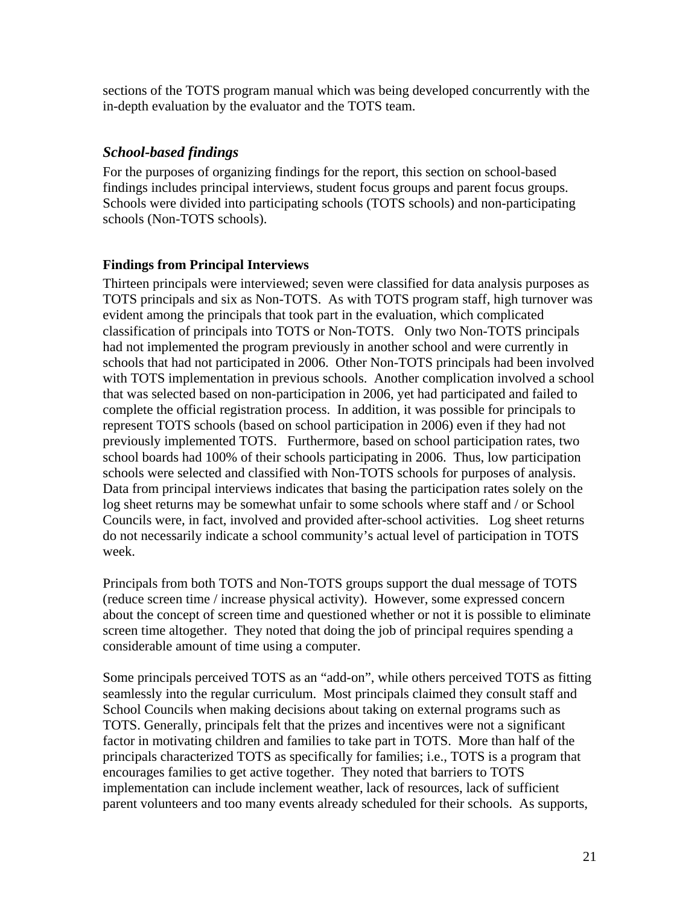sections of the TOTS program manual which was being developed concurrently with the in-depth evaluation by the evaluator and the TOTS team.

## *School-based findings*

For the purposes of organizing findings for the report, this section on school-based findings includes principal interviews, student focus groups and parent focus groups. Schools were divided into participating schools (TOTS schools) and non-participating schools (Non-TOTS schools).

### Findings from Principal Interviews

Thirteen principals were interviewed; seven were classified for data analysis purposes as TOTS principals and six as Non-TOTS. As with TOTS program staff, high turnover was evident among the principals that took part in the evaluation, which complicated classification of principals into TOTS or Non-TOTS. Only two Non-TOTS principals had not implemented the program previously in another school and were currently in schools that had not participated in 2006. Other Non-TOTS principals had been involved with TOTS implementation in previous schools. Another complication involved a school that was selected based on non-participation in 2006, yet had participated and failed to complete the official registration process. In addition, it was possible for principals to represent TOTS schools (based on school participation in 2006) even if they had not previously implemented TOTS. Furthermore, based on school participation rates, two school boards had 100% of their schools participating in 2006. Thus, low participation schools were selected and classified with Non-TOTS schools for purposes of analysis. Data from principal interviews indicates that basing the participation rates solely on the log sheet returns may be somewhat unfair to some schools where staff and / or School Councils were, in fact, involved and provided after-school activities. Log sheet returns do not necessarily indicate a school community's actual level of participation in TOTS week.

Principals from both TOTS and Non-TOTS groups support the dual message of TOTS (reduce screen time / increase physical activity). However, some expressed concern about the concept of screen time and questioned whether or not it is possible to eliminate screen time altogether. They noted that doing the job of principal requires spending a considerable amount of time using a computer.

Some principals perceived TOTS as an "add-on", while others perceived TOTS as fitting seamlessly into the regular curriculum. Most principals claimed they consult staff and School Councils when making decisions about taking on external programs such as TOTS. Generally, principals felt that the prizes and incentives were not a significant factor in motivating children and families to take part in TOTS. More than half of the principals characterized TOTS as specifically for families; i.e., TOTS is a program that encourages families to get active together. They noted that barriers to TOTS implementation can include inclement weather, lack of resources, lack of sufficient parent volunteers and too many events already scheduled for their schools. As supports,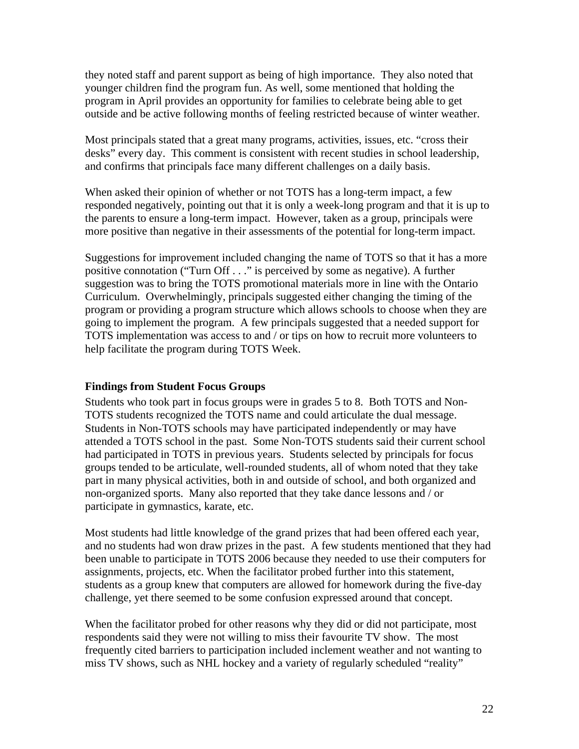they noted staff and parent support as being of high importance. They also noted that younger children find the program fun. As well, some mentioned that holding the program in April provides an opportunity for families to celebrate being able to get outside and be active following months of feeling restricted because of winter weather.

Most principals stated that a great many programs, activities, issues, etc. "cross their desks" every day. This comment is consistent with recent studies in school leadership, and confirms that principals face many different challenges on a daily basis.

When asked their opinion of whether or not TOTS has a long-term impact, a few responded negatively, pointing out that it is only a week-long program and that it is up to the parents to ensure a long-term impact. However, taken as a group, principals were more positive than negative in their assessments of the potential for long-term impact.

Suggestions for improvement included changing the name of TOTS so that it has a more positive connotation ("Turn Off . . ." is perceived by some as negative). A further suggestion was to bring the TOTS promotional materials more in line with the Ontario Curriculum. Overwhelmingly, principals suggested either changing the timing of the program or providing a program structure which allows schools to choose when they are going to implement the program. A few principals suggested that a needed support for TOTS implementation was access to and / or tips on how to recruit more volunteers to help facilitate the program during TOTS Week.

**Findings from Student Focus Groups**

Students who took part in focus groups were in grades 5 to 8. Both TOTS and Non-TOTS students recognized the TOTS name and could articulate the dual message. Students in Non-TOTS schools may have participated independently or may have attended a TOTS school in the past. Some Non-TOTS students said their current school had participated in TOTS in previous years. Students selected by principals for focus groups tended to be articulate, well-rounded students, all of whom noted that they take part in many physical activities, both in and outside of school, and both organized and non-organized sports. Many also reported that they take dance lessons and / or participate in gymnastics, karate, etc.

Most students had little knowledge of the grand prizes that had been offered each year, and no students had won draw prizes in the past. A few students mentioned that they had been unable to participate in TOTS 2006 because they needed to use their computers for assignments, projects, etc. When the facilitator probed further into this statement, students as a group knew that computers are allowed for homework during the five-day challenge, yet there seemed to be some confusion expressed around that concept.

When the facilitator probed for other reasons why they did or did not participate, most respondents said they were not willing to miss their favourite TV show. The most frequently cited barriers to participation included inclement weather and not wanting to miss TV shows, such as NHL hockey and a variety of regularly scheduled "reality"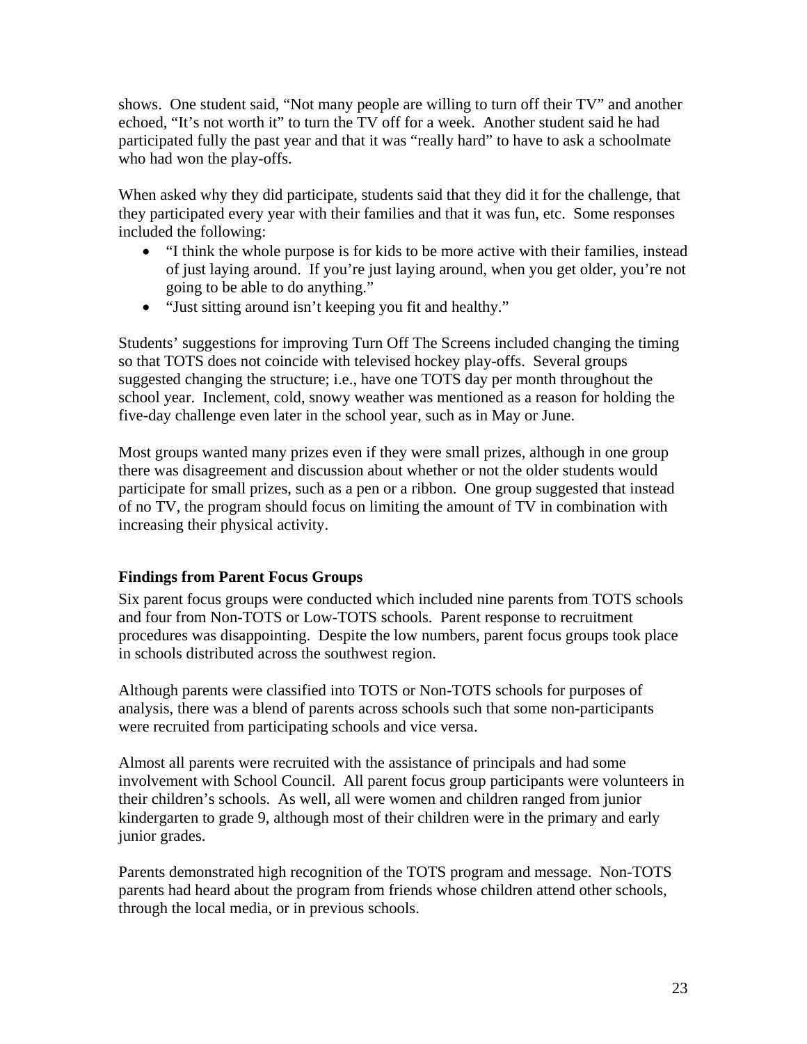shows. One student said, "Not many people are willing to turn off their TV" and another echoed, "It's not worth it" to turn the TV off for a week. Another student said he had participated fully the past year and that it was "really hard" to have to ask a schoolmate who had won the play-offs.

When asked why they did participate, students said that they did it for the challenge, that they participated every year with their families and that it was fun, etc. Some responses included the following:

- "I think the whole purpose is for kids to be more active with their families, instead of just laying around. If you're just laying around, when you get older, you're not going to be able to do anything."
- "Just sitting around isn't keeping you fit and healthy."

Students' suggestions for improving Turn Off The Screens included changing the timing so that TOTS does not coincide with televised hockey play-offs. Several groups suggested changing the structure; i.e., have one TOTS day per month throughout the school year. Inclement, cold, snowy weather was mentioned as a reason for holding the five-day challenge even later in the school year, such as in May or June.

Most groups wanted many prizes even if they were small prizes, although in one group there was disagreement and discussion about whether or not the older students would participate for small prizes, such as a pen or a ribbon. One group suggested that instead of no TV, the program should focus on limiting the amount of TV in combination with increasing their physical activity.

**Findings from Parent Focus Groups**

Six parent focus groups were conducted which included nine parents from TOTS schools and four from Non-TOTS or Low-TOTS schools. Parent response to recruitment procedures was disappointing. Despite the low numbers, parent focus groups took place in schools distributed across the southwest region.

Although parents were classified into TOTS or Non-TOTS schools for purposes of analysis, there was a blend of parents across schools such that some non-participants were recruited from participating schools and vice versa.

Almost all parents were recruited with the assistance of principals and had some involvement with School Council. All parent focus group participants were volunteers in their children's schools. As well, all were women and children ranged from junior kindergarten to grade 9, although most of their children were in the primary and early junior grades.

Parents demonstrated high recognition of the TOTS program and message. Non-TOTS parents had heard about the program from friends whose children attend other schools, through the local media, or in previous schools.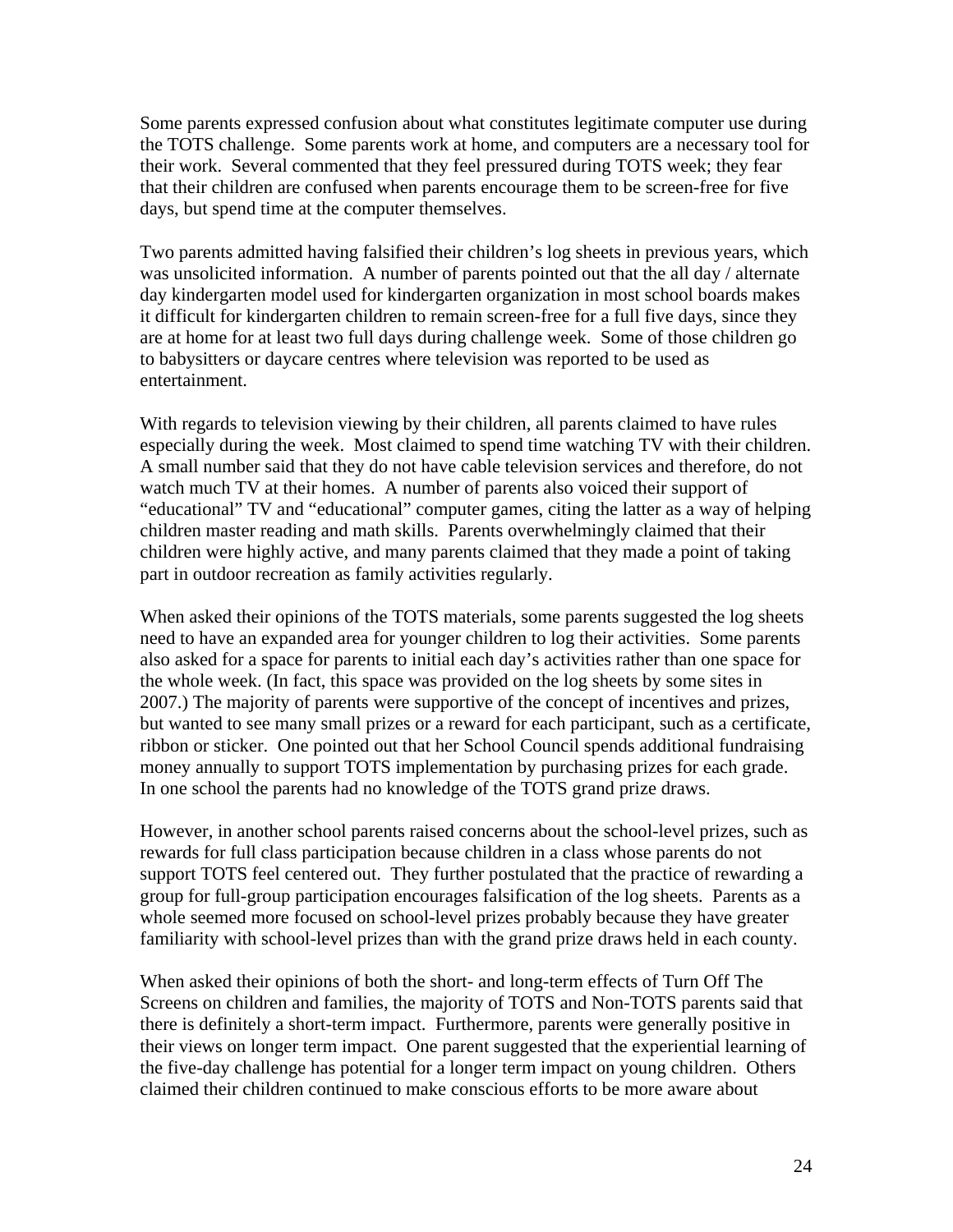Some parents expressed confusion about what constitutes legitimate computer use during the TOTS challenge. Some parents work at home, and computers are a necessary tool for their work. Several commented that they feel pressured during TOTS week; they fear that their children are confused when parents encourage them to be screen-free for five days, but spend time at the computer themselves.

Two parents admitted having falsified their children's log sheets in previous years, which was unsolicited information. A number of parents pointed out that the all day / alternate day kindergarten model used for kindergarten organization in most school boards makes it difficult for kindergarten children to remain screen-free for a full five days, since they are at home for at least two full days during challenge week. Some of those children go to babysitters or daycare centres where television was reported to be used as entertainment.

With regards to television viewing by their children, all parents claimed to have rules especially during the week. Most claimed to spend time watching TV with their children. A small number said that they do not have cable television services and therefore, do not watch much TV at their homes. A number of parents also voiced their support of "educational" TV and "educational" computer games, citing the latter as a way of helping children master reading and math skills. Parents overwhelmingly claimed that their children were highly active, and many parents claimed that they made a point of taking part in outdoor recreation as family activities regularly.

When asked their opinions of the TOTS materials, some parents suggested the log sheets need to have an expanded area for younger children to log their activities. Some parents also asked for a space for parents to initial each day's activities rather than one space for the whole week. (In fact, this space was provided on the log sheets by some sites in 2007.) The majority of parents were supportive of the concept of incentives and prizes, but wanted to see many small prizes or a reward for each participant, such as a certificate, ribbon or sticker. One pointed out that her School Council spends additional fundraising money annually to support TOTS implementation by purchasing prizes for each grade. In one school the parents had no knowledge of the TOTS grand prize draws.

However, in another school parents raised concerns about the school-level prizes, such as rewards for full class participation because children in a class whose parents do not support TOTS feel centered out. They further postulated that the practice of rewarding a group for full-group participation encourages falsification of the log sheets. Parents as a whole seemed more focused on school-level prizes probably because they have greater familiarity with school-level prizes than with the grand prize draws held in each county.

When asked their opinions of both the short- and long-term effects of Turn Off The Screens on children and families, the majority of TOTS and Non-TOTS parents said that there is definitely a short-term impact. Furthermore, parents were generally positive in their views on longer term impact. One parent suggested that the experiential learning of the five-day challenge has potential for a longer term impact on young children. Others claimed their children continued to make conscious efforts to be more aware about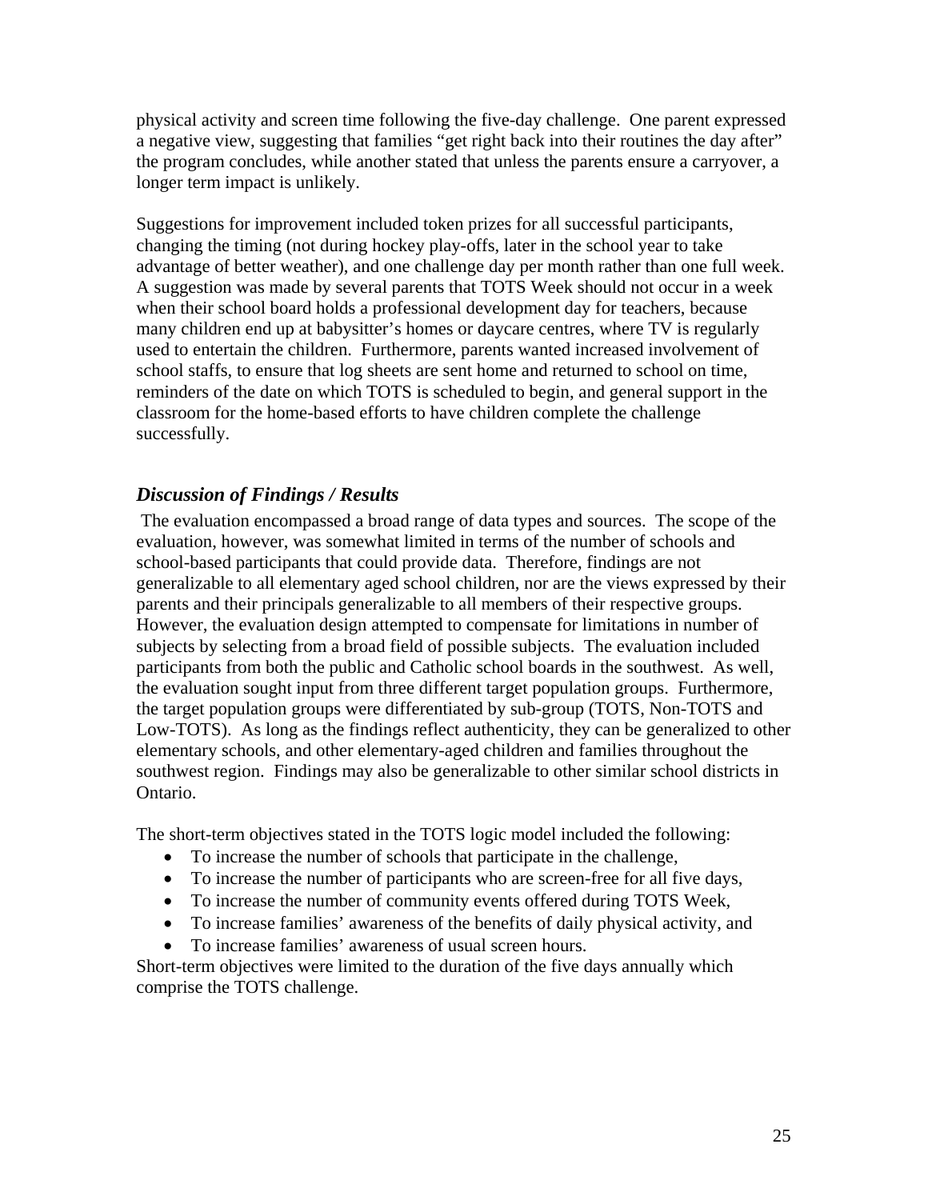physical activity and screen time following the five-day challenge. One parent expressed a negative view, suggesting that families "get right back into their routines the day after" the program concludes, while another stated that unless the parents ensure a carryover, a longer term impact is unlikely.

Suggestions for improvement included token prizes for all successful participants, changing the timing (not during hockey play-offs, later in the school year to take advantage of better weather), and one challenge day per month rather than one full week. A suggestion was made by several parents that TOTS Week should not occur in a week when their school board holds a professional development day for teachers, because many children end up at babysitter's homes or daycare centres, where TV is regularly used to entertain the children. Furthermore, parents wanted increased involvement of school staffs, to ensure that log sheets are sent home and returned to school on time, reminders of the date on which TOTS is scheduled to begin, and general support in the classroom for the home-based efforts to have children complete the challenge successfully.

### *Discussion of Findings / Results*

The evaluation encompassed a broad range of data types and sources. The scope of the evaluation, however, was somewhat limited in terms of the number of schools and school-based participants that could provide data. Therefore, findings are not generalizable to all elementary aged school children, nor are the views expressed by their parents and their principals generalizable to all members of their respective groups. However, the evaluation design attempted to compensate for limitations in number of subjects by selecting from a broad field of possible subjects. The evaluation included participants from both the public and Catholic school boards in the southwest. As well, the evaluation sought input from three different target population groups. Furthermore, the target population groups were differentiated by sub-group (TOTS, Non-TOTS and Low-TOTS). As long as the findings reflect authenticity, they can be generalized to other elementary schools, and other elementary-aged children and families throughout the southwest region. Findings may also be generalizable to other similar school districts in Ontario.

The short-term objectives stated in the TOTS logic model included the following:

- To increase the number of schools that participate in the challenge,
- To increase the number of participants who are screen-free for all five days,
- To increase the number of community events offered during TOTS Week,
- To increase families' awareness of the benefits of daily physical activity, and
- To increase families' awareness of usual screen hours.

Short-term objectives were limited to the duration of the five days annually which comprise the TOTS challenge.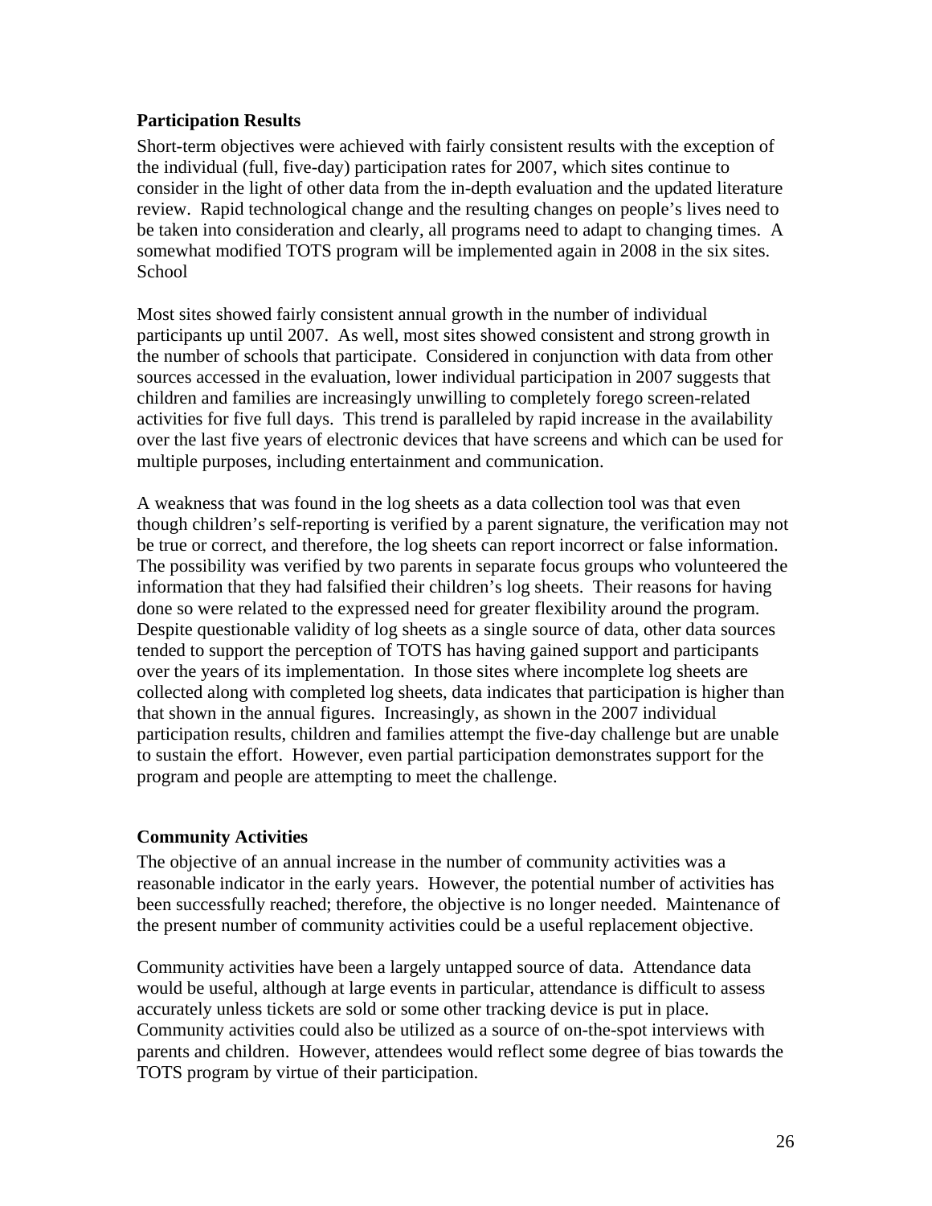**Participation Results**

Short-term objectives were achieved with fairly consistent results with the exception of the individual (full, five-day) participation rates for 2007, which sites continue to consider in the light of other data from the in-depth evaluation and the updated literature review. Rapid technological change and the resulting changes on people's lives need to be taken into consideration and clearly, all programs need to adapt to changing times. A somewhat modified TOTS program will be implemented again in 2008 in the six sites. School

Most sites showed fairly consistent annual growth in the number of individual participants up until 2007. As well, most sites showed consistent and strong growth in the number of schools that participate. Considered in conjunction with data from other sources accessed in the evaluation, lower individual participation in 2007 suggests that children and families are increasingly unwilling to completely forego screen-related activities for five full days. This trend is paralleled by rapid increase in the availability over the last five years of electronic devices that have screens and which can be used for multiple purposes, including entertainment and communication.

A weakness that was found in the log sheets as a data collection tool was that even though children's self-reporting is verified by a parent signature, the verification may not be true or correct, and therefore, the log sheets can report incorrect or false information. The possibility was verified by two parents in separate focus groups who volunteered the information that they had falsified their children's log sheets. Their reasons for having done so were related to the expressed need for greater flexibility around the program. Despite questionable validity of log sheets as a single source of data, other data sources tended to support the perception of TOTS has having gained support and participants over the years of its implementation. In those sites where incomplete log sheets are collected along with completed log sheets, data indicates that participation is higher than that shown in the annual figures. Increasingly, as shown in the 2007 individual participation results, children and families attempt the five-day challenge but are unable to sustain the effort. However, even partial participation demonstrates support for the program and people are attempting to meet the challenge.

**Community Activities**

The objective of an annual increase in the number of community activities was a reasonable indicator in the early years. However, the potential number of activities has been successfully reached; therefore, the objective is no longer needed. Maintenance of the present number of community activities could be a useful replacement objective.

Community activities have been a largely untapped source of data. Attendance data would be useful, although at large events in particular, attendance is difficult to assess accurately unless tickets are sold or some other tracking device is put in place. Community activities could also be utilized as a source of on-the-spot interviews with parents and children. However, attendees would reflect some degree of bias towards the TOTS program by virtue of their participation.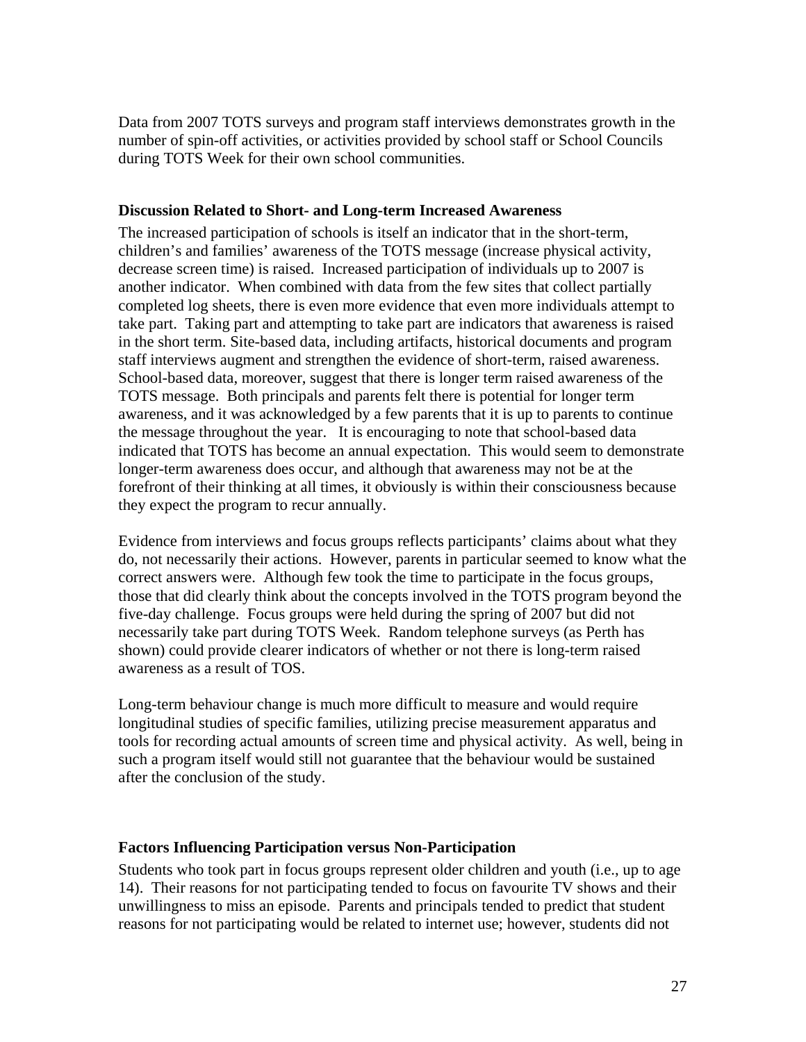Data from 2007 TOTS surveys and program staff interviews demonstrates growth in the number of spin-off activities, or activities provided by school staff or School Councils during TOTS Week for their own school communities.

### Discussion Related to Short- and Long-term Increased Awareness

The increased participation of schools is itself an indicator that in the short-term, children's and families' awareness of the TOTS message (increase physical activity, decrease screen time) is raised. Increased participation of individuals up to 2007 is another indicator. When combined with data from the few sites that collect partially completed log sheets, there is even more evidence that even more individuals attempt to take part. Taking part and attempting to take part are indicators that awareness is raised in the short term. Site-based data, including artifacts, historical documents and program staff interviews augment and strengthen the evidence of short-term, raised awareness. School-based data, moreover, suggest that there is longer term raised awareness of the TOTS message. Both principals and parents felt there is potential for longer term awareness, and it was acknowledged by a few parents that it is up to parents to continue the message throughout the year. It is encouraging to note that school-based data indicated that TOTS has become an annual expectation. This would seem to demonstrate longer-term awareness does occur, and although that awareness may not be at the forefront of their thinking at all times, it obviously is within their consciousness because they expect the program to recur annually.

Evidence from interviews and focus groups reflects participants' claims about what they do, not necessarily their actions. However, parents in particular seemed to know what the correct answers were. Although few took the time to participate in the focus groups, those that did clearly think about the concepts involved in the TOTS program beyond the five-day challenge. Focus groups were held during the spring of 2007 but did not necessarily take part during TOTS Week. Random telephone surveys (as Perth has shown) could provide clearer indicators of whether or not there is long-term raised awareness as a result of TOS.

Long-term behaviour change is much more difficult to measure and would require longitudinal studies of specific families, utilizing precise measurement apparatus and tools for recording actual amounts of screen time and physical activity. As well, being in such a program itself would still not guarantee that the behaviour would be sustained after the conclusion of the study.

### Factors Influencing Participation versus Non-Participation

Students who took part in focus groups represent older children and youth (i.e., up to age 14). Their reasons for not participating tended to focus on favourite TV shows and their unwillingness to miss an episode. Parents and principals tended to predict that student reasons for not participating would be related to internet use; however, students did not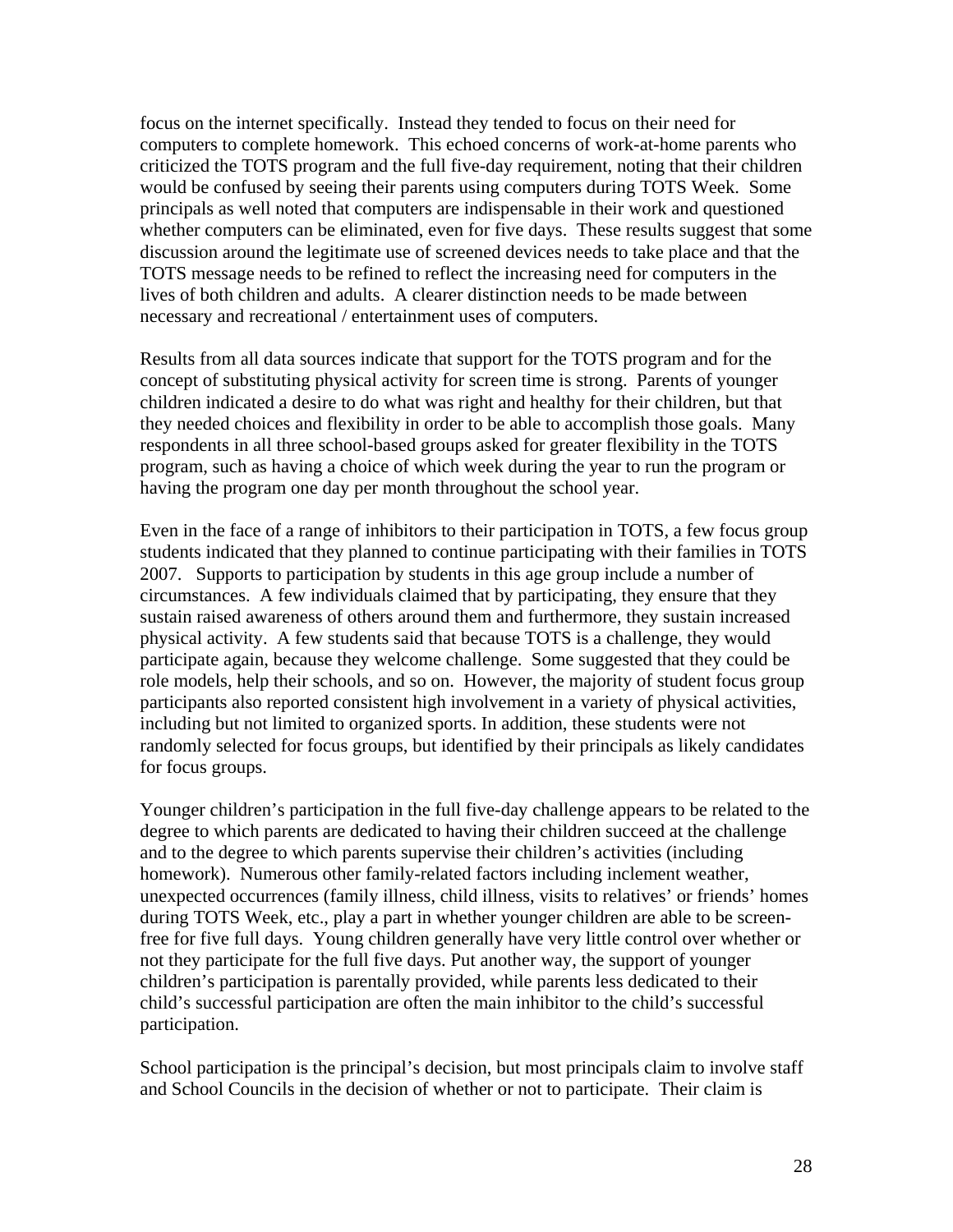focus on the internet specifically. Instead they tended to focus on their need for computers to complete homework. This echoed concerns of work-at-home parents who criticized the TOTS program and the full five-day requirement, noting that their children would be confused by seeing their parents using computers during TOTS Week. Some principals as well noted that computers are indispensable in their work and questioned whether computers can be eliminated, even for five days. These results suggest that some discussion around the legitimate use of screened devices needs to take place and that the TOTS message needs to be refined to reflect the increasing need for computers in the lives of both children and adults. A clearer distinction needs to be made between necessary and recreational / entertainment uses of computers.

Results from all data sources indicate that support for the TOTS program and for the concept of substituting physical activity for screen time is strong. Parents of younger children indicated a desire to do what was right and healthy for their children, but that they needed choices and flexibility in order to be able to accomplish those goals. Many respondents in all three school-based groups asked for greater flexibility in the TOTS program, such as having a choice of which week during the year to run the program or having the program one day per month throughout the school year.

Even in the face of a range of inhibitors to their participation in TOTS, a few focus group students indicated that they planned to continue participating with their families in TOTS 2007. Supports to participation by students in this age group include a number of circumstances. A few individuals claimed that by participating, they ensure that they sustain raised awareness of others around them and furthermore, they sustain increased physical activity. A few students said that because TOTS is a challenge, they would participate again, because they welcome challenge. Some suggested that they could be role models, help their schools, and so on. However, the majority of student focus group participants also reported consistent high involvement in a variety of physical activities, including but not limited to organized sports. In addition, these students were not randomly selected for focus groups, but identified by their principals as likely candidates for focus groups.

Younger children's participation in the full five-day challenge appears to be related to the degree to which parents are dedicated to having their children succeed at the challenge and to the degree to which parents supervise their children's activities (including homework). Numerous other family-related factors including inclement weather, unexpected occurrences (family illness, child illness, visits to relatives' or friends' homes during TOTS Week, etc., play a part in whether younger children are able to be screen-free for five full days. Young children generally have very little control over whether or not they participate for the full five days. Put another way, the support of younger children's participation is parentally provided, while parents less dedicated to their child's successful participation are often the main inhibitor to the child's successful participation.

School participation is the principal's decision, but most principals claim to involve staff and School Councils in the decision of whether or not to participate. Their claim is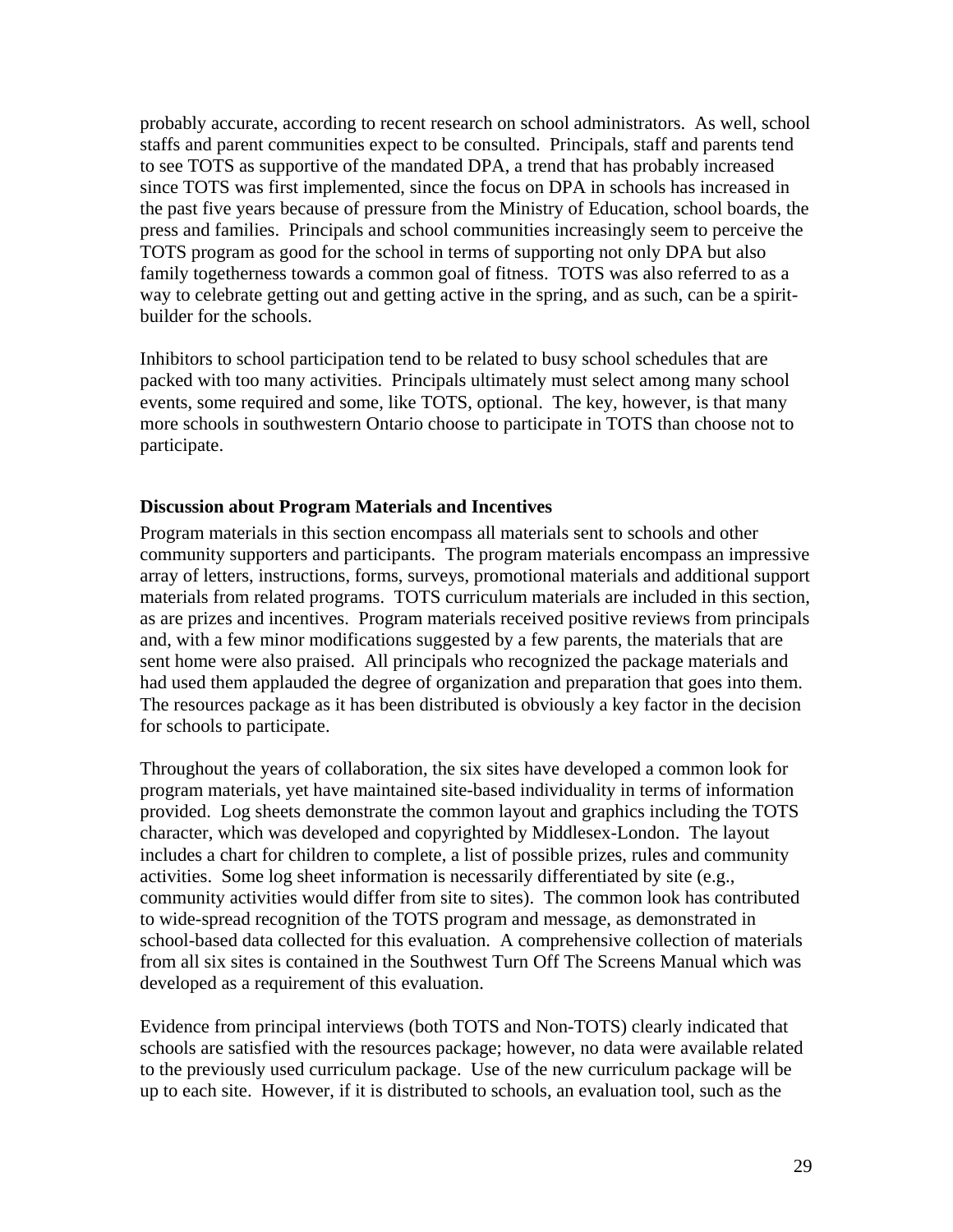probably accurate, according to recent research on school administrators. As well, school staffs and parent communities expect to be consulted. Principals, staff and parents tend to see TOTS as supportive of the mandated DPA, a trend that has probably increased since TOTS was first implemented, since the focus on DPA in schools has increased in the past five years because of pressure from the Ministry of Education, school boards, the press and families. Principals and school communities increasingly seem to perceive the TOTS program as good for the school in terms of supporting not only DPA but also family togetherness towards a common goal of fitness. TOTS was also referred to as a way to celebrate getting out and getting active in the spring, and as such, can be a spirit-builder for the schools.

Inhibitors to school participation tend to be related to busy school schedules that are packed with too many activities. Principals ultimately must select among many school events, some required and some, like TOTS, optional. The key, however, is that many more schools in southwestern Ontario choose to participate in TOTS than choose not to participate.

**Discussion about Program Materials and Incentives**

Program materials in this section encompass all materials sent to schools and other community supporters and participants. The program materials encompass an impressive array of letters, instructions, forms, surveys, promotional materials and additional support materials from related programs. TOTS curriculum materials are included in this section, as are prizes and incentives. Program materials received positive reviews from principals and, with a few minor modifications suggested by a few parents, the materials that are sent home were also praised. All principals who recognized the package materials and had used them applauded the degree of organization and preparation that goes into them. The resources package as it has been distributed is obviously a key factor in the decision for schools to participate.

Throughout the years of collaboration, the six sites have developed a common look for program materials, yet have maintained site-based individuality in terms of information provided. Log sheets demonstrate the common layout and graphics including the TOTS character, which was developed and copyrighted by Middlesex-London. The layout includes a chart for children to complete, a list of possible prizes, rules and community activities. Some log sheet information is necessarily differentiated by site (e.g., community activities would differ from site to sites). The common look has contributed to wide-spread recognition of the TOTS program and message, as demonstrated in school-based data collected for this evaluation. A comprehensive collection of materials from all six sites is contained in the Southwest Turn Off The Screens Manual which was developed as a requirement of this evaluation.

Evidence from principal interviews (both TOTS and Non-TOTS) clearly indicated that schools are satisfied with the resources package; however, no data were available related to the previously used curriculum package. Use of the new curriculum package will be up to each site. However, if it is distributed to schools, an evaluation tool, such as the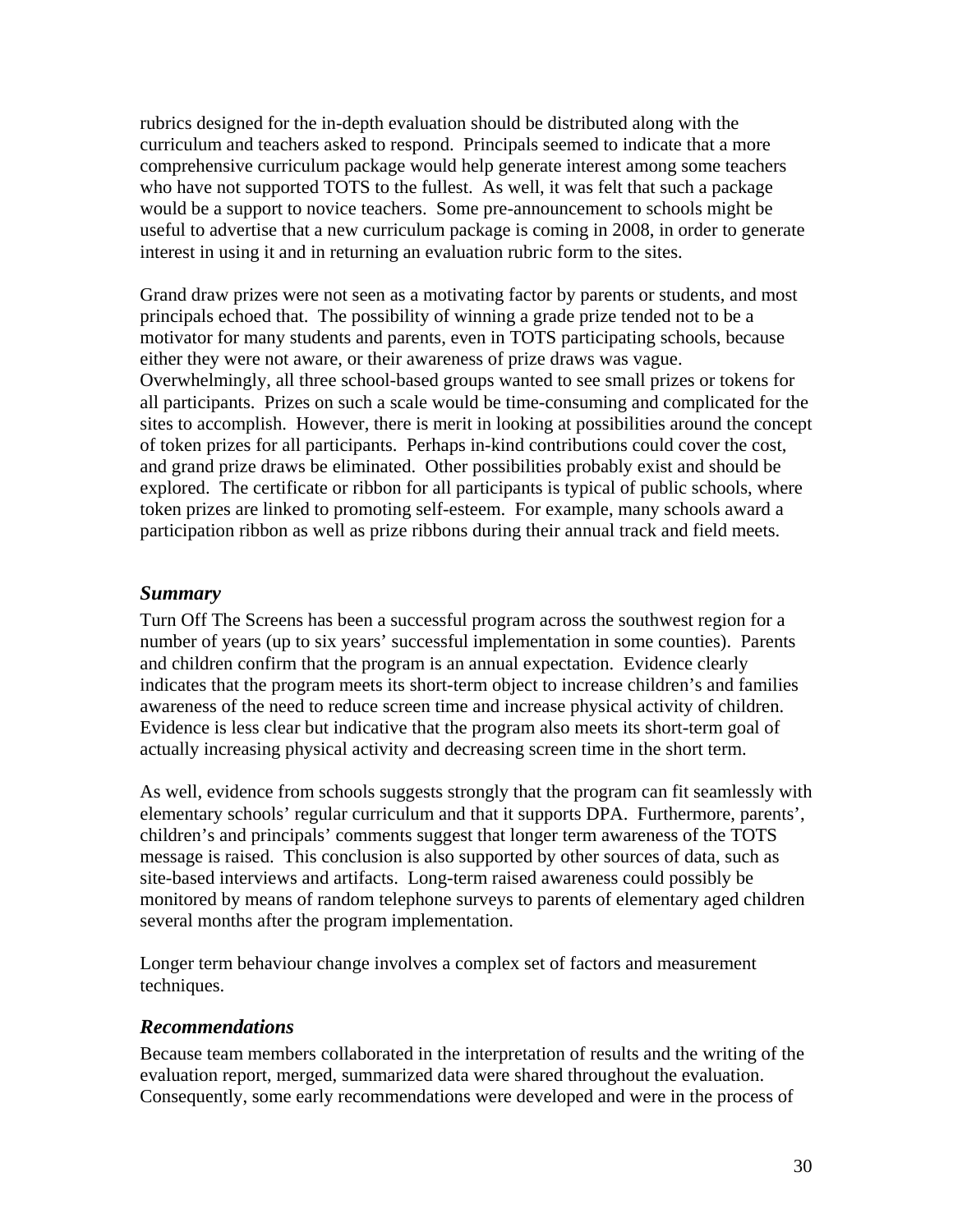rubrics designed for the in-depth evaluation should be distributed along with the curriculum and teachers asked to respond. Principals seemed to indicate that a more comprehensive curriculum package would help generate interest among some teachers who have not supported TOTS to the fullest. As well, it was felt that such a package would be a support to novice teachers. Some pre-announcement to schools might be useful to advertise that a new curriculum package is coming in 2008, in order to generate interest in using it and in returning an evaluation rubric form to the sites.

Grand draw prizes were not seen as a motivating factor by parents or students, and most principals echoed that. The possibility of winning a grade prize tended not to be a motivator for many students and parents, even in TOTS participating schools, because either they were not aware, or their awareness of prize draws was vague. Overwhelmingly, all three school-based groups wanted to see small prizes or tokens for all participants. Prizes on such a scale would be time-consuming and complicated for the sites to accomplish. However, there is merit in looking at possibilities around the concept of token prizes for all participants. Perhaps in-kind contributions could cover the cost, and grand prize draws be eliminated. Other possibilities probably exist and should be explored. The certificate or ribbon for all participants is typical of public schools, where token prizes are linked to promoting self-esteem. For example, many schools award a participation ribbon as well as prize ribbons during their annual track and field meets.

### *Summary*

Turn Off The Screens has been a successful program across the southwest region for a number of years (up to six years' successful implementation in some counties). Parents and children confirm that the program is an annual expectation. Evidence clearly indicates that the program meets its short-term object to increase children's and families awareness of the need to reduce screen time and increase physical activity of children. Evidence is less clear but indicative that the program also meets its short-term goal of actually increasing physical activity and decreasing screen time in the short term.

As well, evidence from schools suggests strongly that the program can fit seamlessly with elementary schools' regular curriculum and that it supports DPA. Furthermore, parents', children's and principals' comments suggest that longer term awareness of the TOTS message is raised. This conclusion is also supported by other sources of data, such as site-based interviews and artifacts. Long-term raised awareness could possibly be monitored by means of random telephone surveys to parents of elementary aged children several months after the program implementation.

Longer term behaviour change involves a complex set of factors and measurement techniques.

### *Recommendations*

Because team members collaborated in the interpretation of results and the writing of the evaluation report, merged, summarized data were shared throughout the evaluation. Consequently, some early recommendations were developed and were in the process of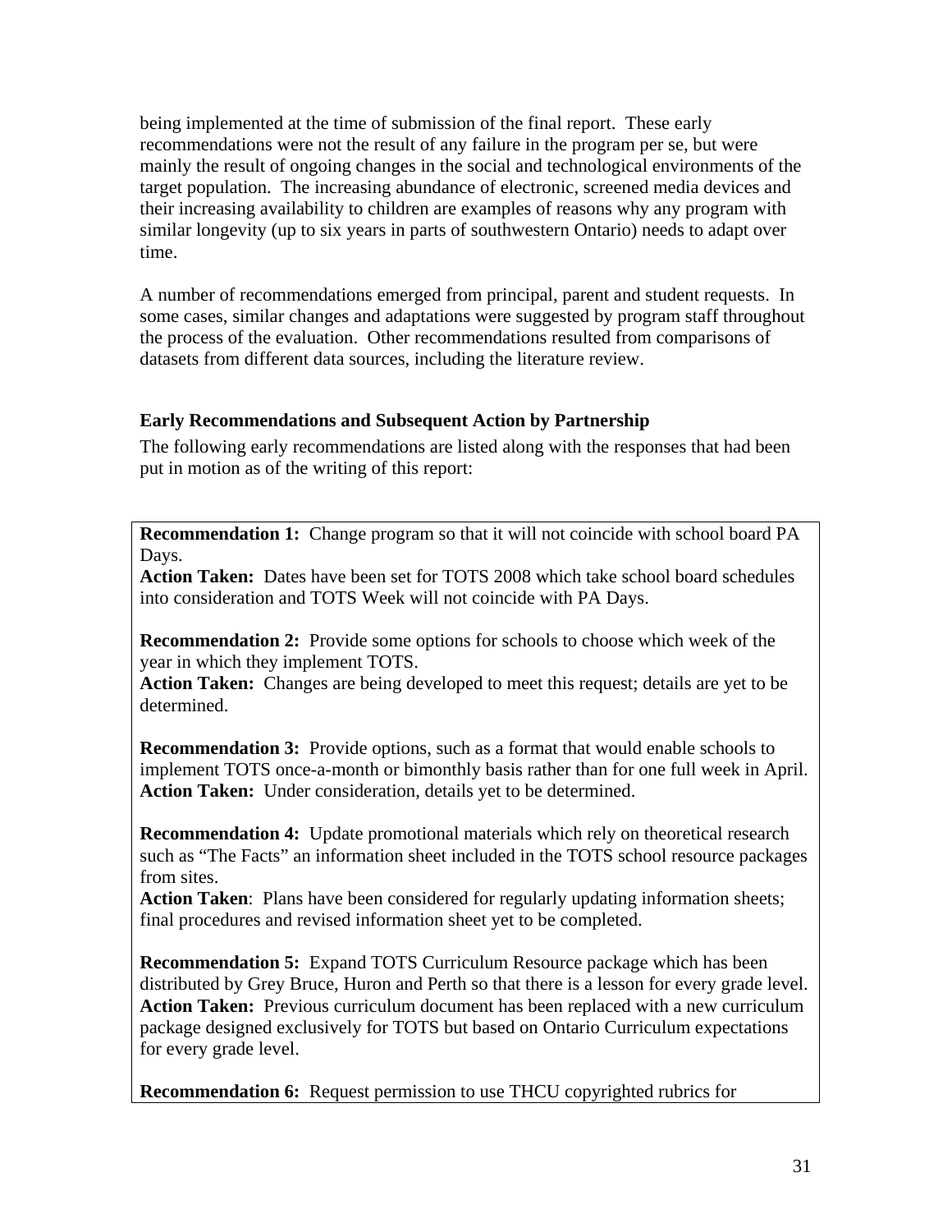being implemented at the time of submission of the final report. These early recommendations were not the result of any failure in the program per se, but were mainly the result of ongoing changes in the social and technological environments of the target population. The increasing abundance of electronic, screened media devices and their increasing availability to children are examples of reasons why any program with similar longevity (up to six years in parts of southwestern Ontario) needs to adapt over time.

A number of recommendations emerged from principal, parent and student requests. In some cases, similar changes and adaptations were suggested by program staff throughout the process of the evaluation. Other recommendations resulted from comparisons of datasets from different data sources, including the literature review.

### Early Recommendations and Subsequent Action by Partnership

The following early recommendations are listed along with the responses that had been put in motion as of the writing of this report:

**Recommendation 1:** Change program so that it will not coincide with school board PA Days.
**Action Taken:** Dates have been set for TOTS 2008 which take school board schedules into consideration and TOTS Week will not coincide with PA Days.

**Recommendation 2:** Provide some options for schools to choose which week of the year in which they implement TOTS.
**Action Taken:** Changes are being developed to meet this request; details are yet to be determined.

**Recommendation 3:** Provide options, such as a format that would enable schools to implement TOTS once-a-month or bimonthly basis rather than for one full week in April.
**Action Taken:** Under consideration, details yet to be determined.

**Recommendation 4:** Update promotional materials which rely on theoretical research such as "The Facts" an information sheet included in the TOTS school resource packages from sites.
**Action Taken**: Plans have been considered for regularly updating information sheets; final procedures and revised information sheet yet to be completed.

**Recommendation 5:** Expand TOTS Curriculum Resource package which has been distributed by Grey Bruce, Huron and Perth so that there is a lesson for every grade level.
**Action Taken:** Previous curriculum document has been replaced with a new curriculum package designed exclusively for TOTS but based on Ontario Curriculum expectations for every grade level.

**Recommendation 6:** Request permission to use THCU copyrighted rubrics for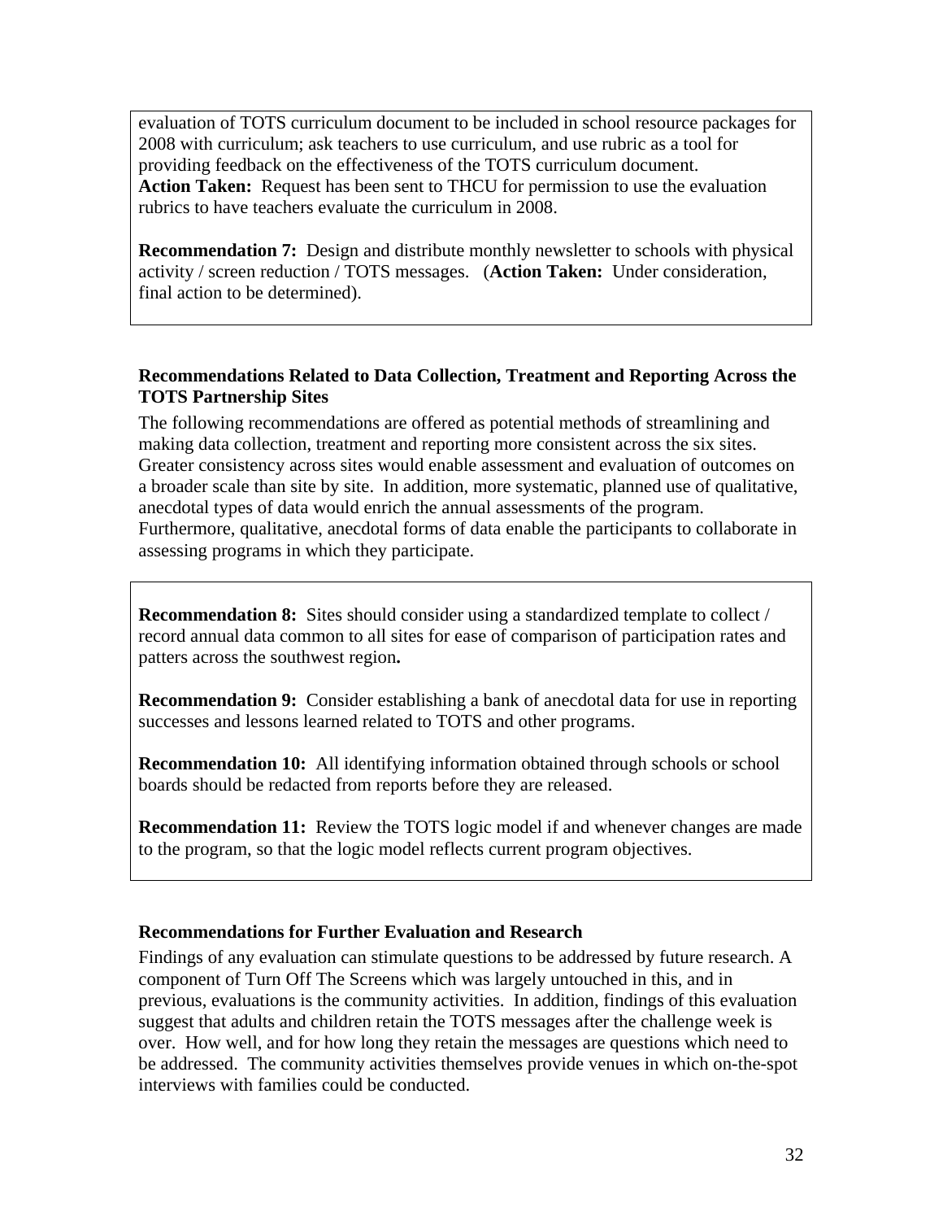evaluation of TOTS curriculum document to be included in school resource packages for 2008 with curriculum; ask teachers to use curriculum, and use rubric as a tool for providing feedback on the effectiveness of the TOTS curriculum document.
**Action Taken:** Request has been sent to THCU for permission to use the evaluation rubrics to have teachers evaluate the curriculum in 2008.

**Recommendation 7:** Design and distribute monthly newsletter to schools with physical activity / screen reduction / TOTS messages. (**Action Taken:** Under consideration, final action to be determined).

### Recommendations Related to Data Collection, Treatment and Reporting Across the TOTS Partnership Sites

The following recommendations are offered as potential methods of streamlining and making data collection, treatment and reporting more consistent across the six sites. Greater consistency across sites would enable assessment and evaluation of outcomes on a broader scale than site by site. In addition, more systematic, planned use of qualitative, anecdotal types of data would enrich the annual assessments of the program. Furthermore, qualitative, anecdotal forms of data enable the participants to collaborate in assessing programs in which they participate.

**Recommendation 8:** Sites should consider using a standardized template to collect / record annual data common to all sites for ease of comparison of participation rates and patters across the southwest region**.**

**Recommendation 9:** Consider establishing a bank of anecdotal data for use in reporting successes and lessons learned related to TOTS and other programs.

**Recommendation 10:** All identifying information obtained through schools or school boards should be redacted from reports before they are released.

**Recommendation 11:** Review the TOTS logic model if and whenever changes are made to the program, so that the logic model reflects current program objectives.

### Recommendations for Further Evaluation and Research

Findings of any evaluation can stimulate questions to be addressed by future research. A component of Turn Off The Screens which was largely untouched in this, and in previous, evaluations is the community activities. In addition, findings of this evaluation suggest that adults and children retain the TOTS messages after the challenge week is over. How well, and for how long they retain the messages are questions which need to be addressed. The community activities themselves provide venues in which on-the-spot interviews with families could be conducted.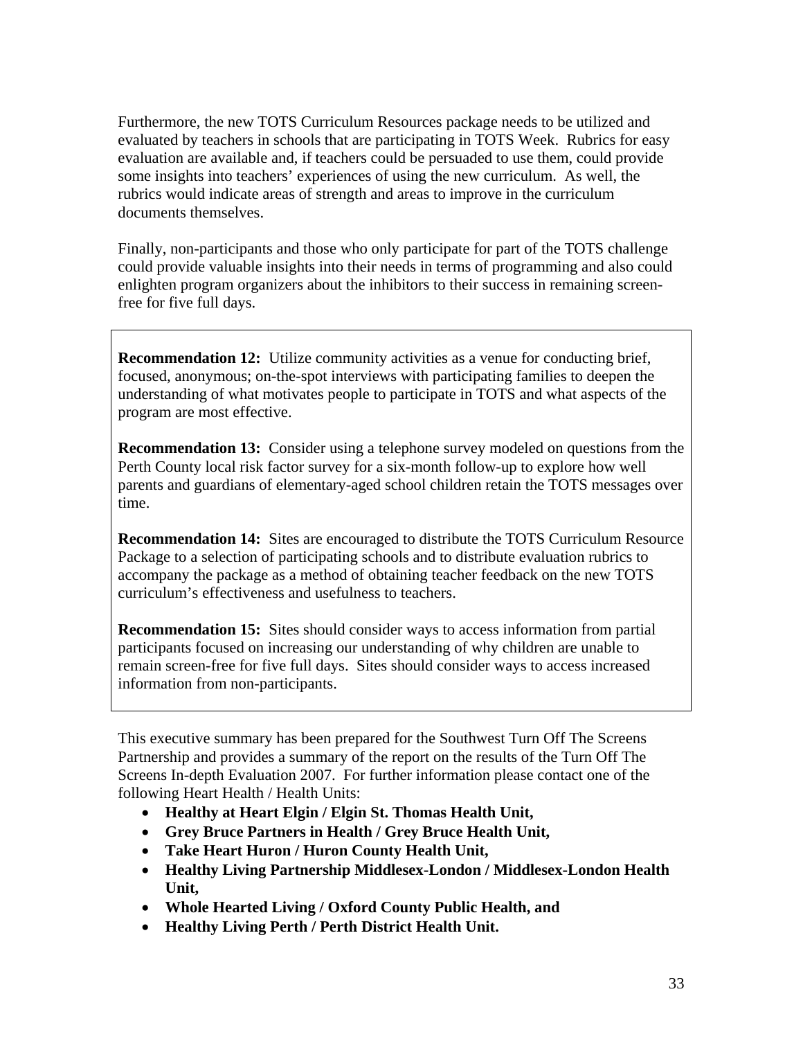Furthermore, the new TOTS Curriculum Resources package needs to be utilized and evaluated by teachers in schools that are participating in TOTS Week. Rubrics for easy evaluation are available and, if teachers could be persuaded to use them, could provide some insights into teachers' experiences of using the new curriculum. As well, the rubrics would indicate areas of strength and areas to improve in the curriculum documents themselves.

Finally, non-participants and those who only participate for part of the TOTS challenge could provide valuable insights into their needs in terms of programming and also could enlighten program organizers about the inhibitors to their success in remaining screen-free for five full days.

**Recommendation 12:** Utilize community activities as a venue for conducting brief, focused, anonymous; on-the-spot interviews with participating families to deepen the understanding of what motivates people to participate in TOTS and what aspects of the program are most effective.

**Recommendation 13:** Consider using a telephone survey modeled on questions from the Perth County local risk factor survey for a six-month follow-up to explore how well parents and guardians of elementary-aged school children retain the TOTS messages over time.

**Recommendation 14:** Sites are encouraged to distribute the TOTS Curriculum Resource Package to a selection of participating schools and to distribute evaluation rubrics to accompany the package as a method of obtaining teacher feedback on the new TOTS curriculum's effectiveness and usefulness to teachers.

**Recommendation 15:** Sites should consider ways to access information from partial participants focused on increasing our understanding of why children are unable to remain screen-free for five full days. Sites should consider ways to access increased information from non-participants.

This executive summary has been prepared for the Southwest Turn Off The Screens Partnership and provides a summary of the report on the results of the Turn Off The Screens In-depth Evaluation 2007. For further information please contact one of the following Heart Health / Health Units:

- **Healthy at Heart Elgin / Elgin St. Thomas Health Unit,**
- **Grey Bruce Partners in Health / Grey Bruce Health Unit,**
- **Take Heart Huron / Huron County Health Unit,**
- **Healthy Living Partnership Middlesex-London / Middlesex-London Health Unit,**
- **Whole Hearted Living / Oxford County Public Health, and**
- **Healthy Living Perth / Perth District Health Unit.**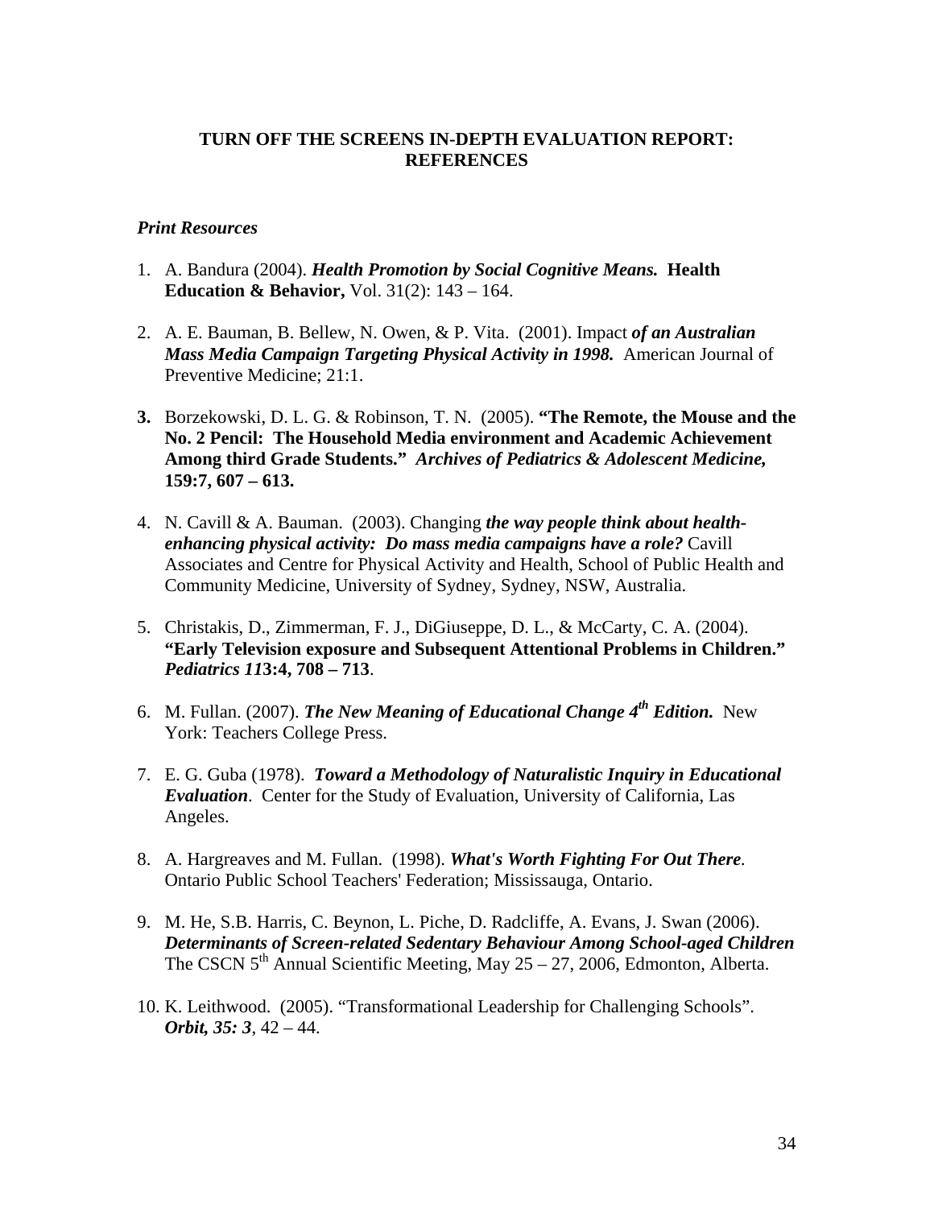# TURN OFF THE SCREENS IN-DEPTH EVALUATION REPORT: REFERENCES

### *Print Resources*

1. A. Bandura (2004). ***Health Promotion by Social Cognitive Means.*** **Health Education & Behavior,** Vol. 31(2): 143 – 164.

2. A. E. Bauman, B. Bellew, N. Owen, & P. Vita. (2001). Impact ***of an Australian Mass Media Campaign Targeting Physical Activity in 1998.*** American Journal of Preventive Medicine; 21:1.

3. Borzekowski, D. L. G. & Robinson, T. N. (2005). **"The Remote, the Mouse and the No. 2 Pencil: The Household Media environment and Academic Achievement Among third Grade Students."** ***Archives of Pediatrics & Adolescent Medicine,*** **159:7, 607 – 613.**

4. N. Cavill & A. Bauman. (2003). Changing ***the way people think about health-enhancing physical activity: Do mass media campaigns have a role?*** Cavill Associates and Centre for Physical Activity and Health, School of Public Health and Community Medicine, University of Sydney, Sydney, NSW, Australia.

5. Christakis, D., Zimmerman, F. J., DiGiuseppe, D. L., & McCarty, C. A. (2004). **"Early Television exposure and Subsequent Attentional Problems in Children."** ***Pediatrics 11*3:4, 708 – 713**.

6. M. Fullan. (2007). ***The New Meaning of Educational Change 4th Edition.*** New York: Teachers College Press.

7. E. G. Guba (1978). ***Toward a Methodology of Naturalistic Inquiry in Educational Evaluation***. Center for the Study of Evaluation, University of California, Las Angeles.

8. A. Hargreaves and M. Fullan. (1998). ***What's Worth Fighting For Out There***. Ontario Public School Teachers' Federation; Mississauga, Ontario.

9. M. He, S.B. Harris, C. Beynon, L. Piche, D. Radcliffe, A. Evans, J. Swan (2006). ***Determinants of Screen-related Sedentary Behaviour Among School-aged Children*** The CSCN 5th Annual Scientific Meeting, May 25 – 27, 2006, Edmonton, Alberta.

10. K. Leithwood. (2005). "Transformational Leadership for Challenging Schools". ***Orbit, 35: 3***, 42 – 44.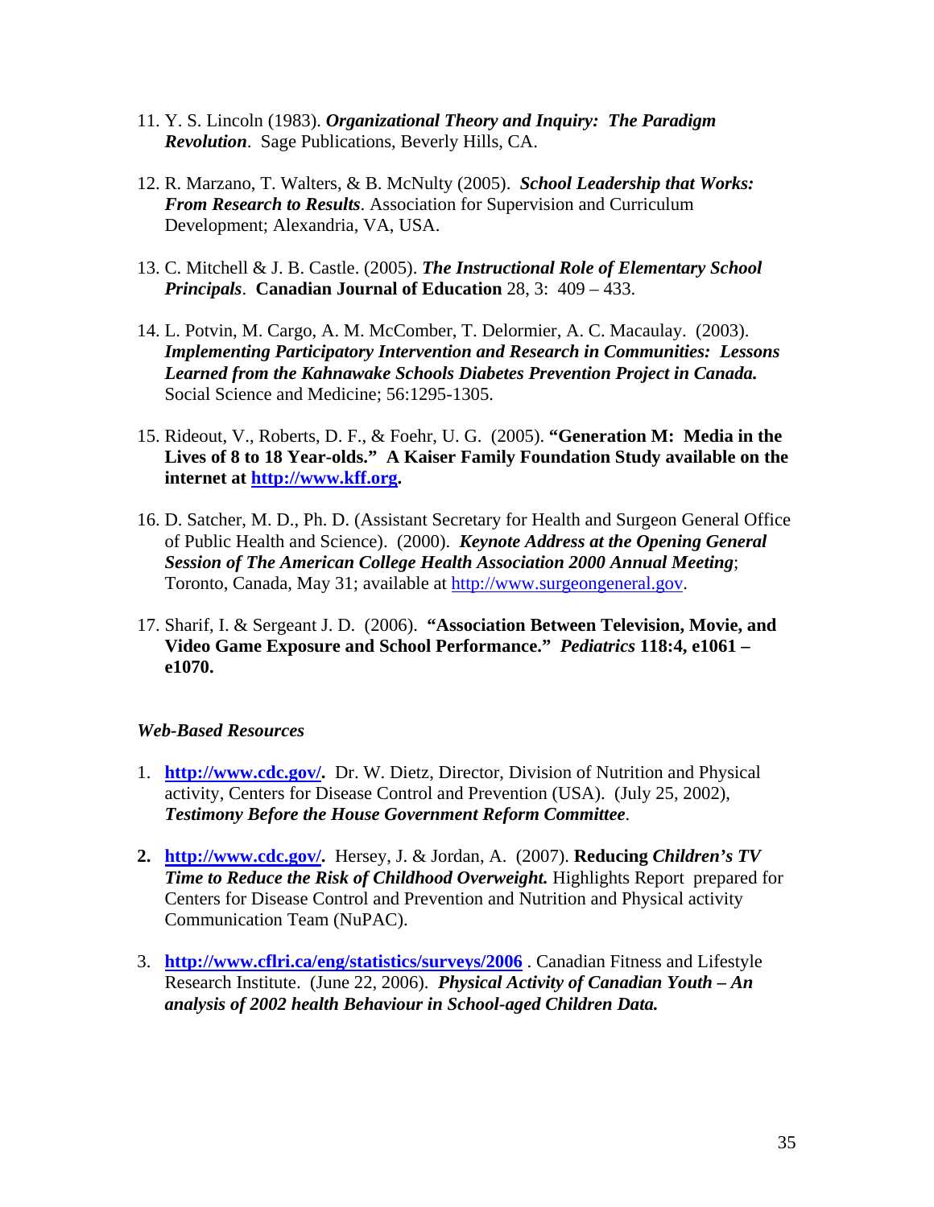11. Y. S. Lincoln (1983). ***Organizational Theory and Inquiry: The Paradigm Revolution***. Sage Publications, Beverly Hills, CA.

12. R. Marzano, T. Walters, & B. McNulty (2005). ***School Leadership that Works: From Research to Results***. Association for Supervision and Curriculum Development; Alexandria, VA, USA.

13. C. Mitchell & J. B. Castle. (2005). ***The Instructional Role of Elementary School Principals***. **Canadian Journal of Education** 28, 3: 409 – 433.

14. L. Potvin, M. Cargo, A. M. McComber, T. Delormier, A. C. Macaulay. (2003). ***Implementing Participatory Intervention and Research in Communities: Lessons Learned from the Kahnawake Schools Diabetes Prevention Project in Canada.*** Social Science and Medicine; 56:1295-1305.

15. Rideout, V., Roberts, D. F., & Foehr, U. G. (2005). **"Generation M: Media in the Lives of 8 to 18 Year-olds." A Kaiser Family Foundation Study available on the internet at [http://www.kff.org](http://www.kff.org).**

16. D. Satcher, M. D., Ph. D. (Assistant Secretary for Health and Surgeon General Office of Public Health and Science). (2000). ***Keynote Address at the Opening General Session of The American College Health Association 2000 Annual Meeting***; Toronto, Canada, May 31; available at [http://www.surgeongeneral.gov](http://www.surgeongeneral.gov).

17. Sharif, I. & Sergeant J. D. (2006). **"Association Between Television, Movie, and Video Game Exposure and School Performance."** ***Pediatrics*** **118:4, e1061 – e1070.**

***Web-Based Resources***

1. **[http://www.cdc.gov/](http://www.cdc.gov/).** Dr. W. Dietz, Director, Division of Nutrition and Physical activity, Centers for Disease Control and Prevention (USA). (July 25, 2002), ***Testimony Before the House Government Reform Committee***.

2. **[http://www.cdc.gov/](http://www.cdc.gov/).** Hersey, J. & Jordan, A. (2007). **Reducing *Children's TV Time to Reduce the Risk of Childhood Overweight.*** Highlights Report prepared for Centers for Disease Control and Prevention and Nutrition and Physical activity Communication Team (NuPAC).

3. **[http://www.cflri.ca/eng/statistics/surveys/2006](http://www.cflri.ca/eng/statistics/surveys/2006)** . Canadian Fitness and Lifestyle Research Institute. (June 22, 2006). ***Physical Activity of Canadian Youth – An analysis of 2002 health Behaviour in School-aged Children Data.***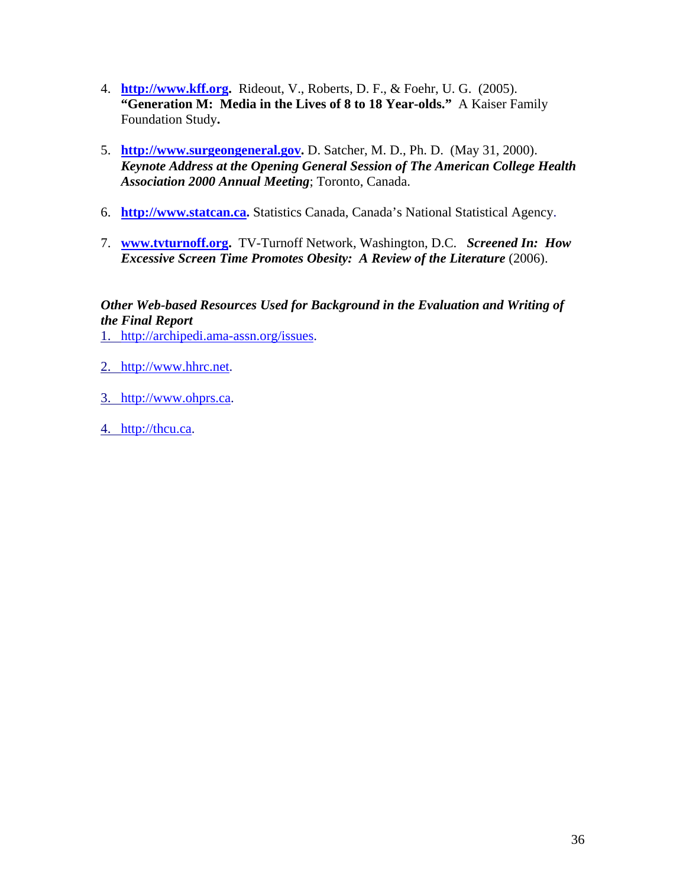4. **http://www.kff.org.** Rideout, V., Roberts, D. F., & Foehr, U. G. (2005). **"Generation M: Media in the Lives of 8 to 18 Year-olds."** A Kaiser Family Foundation Study**.**

5. **http://www.surgeongeneral.gov.** D. Satcher, M. D., Ph. D. (May 31, 2000). ***Keynote Address at the Opening General Session of The American College Health Association 2000 Annual Meeting***; Toronto, Canada.

6. **http://www.statcan.ca.** Statistics Canada, Canada's National Statistical Agency.

7. **www.tvturnoff.org.** TV-Turnoff Network, Washington, D.C. ***Screened In: How Excessive Screen Time Promotes Obesity: A Review of the Literature*** (2006).

***Other Web-based Resources Used for Background in the Evaluation and Writing of the Final Report***

1. http://archipedi.ama-assn.org/issues.

2. http://www.hhrc.net.

3. http://www.ohprs.ca.

4. http://thcu.ca.